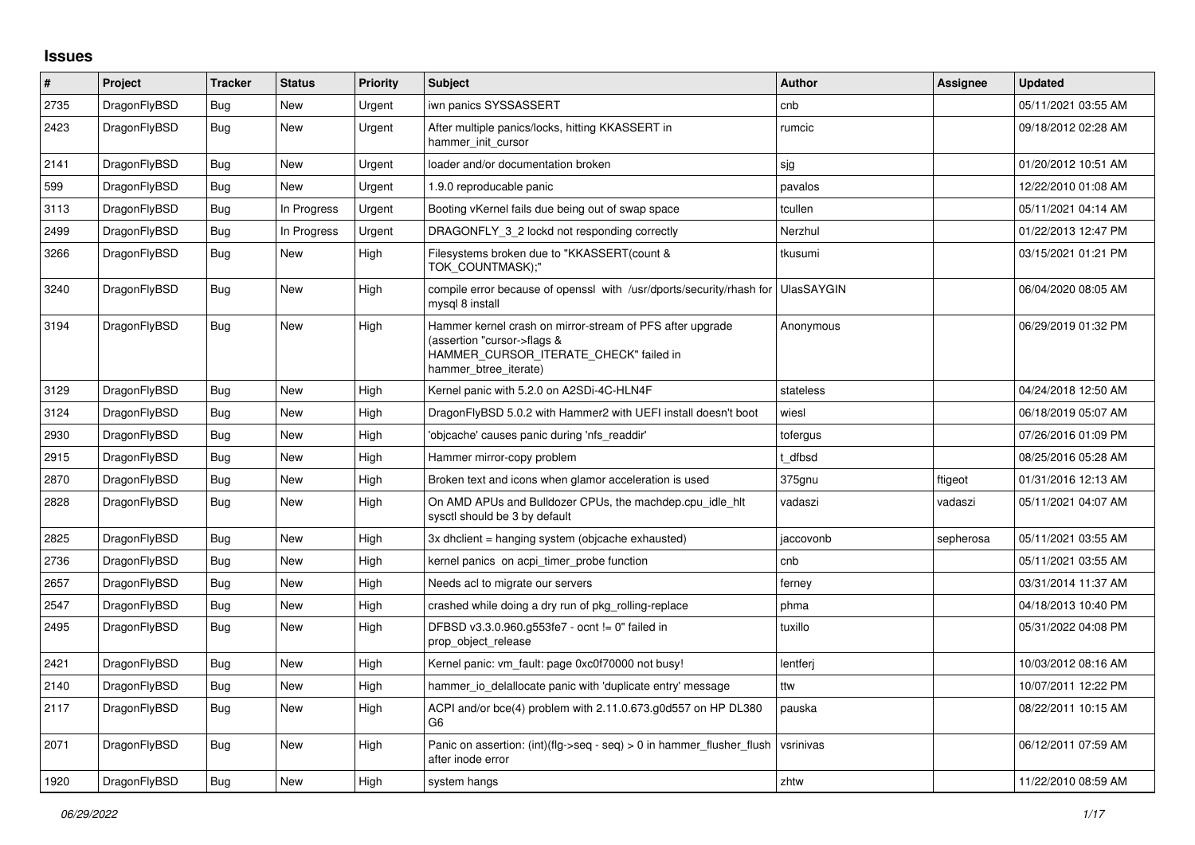## Issues

| # | Project | Tracker | Status | Priority | Subject | Author | Assignee | Updated |
|---|---|---|---|---|---|---|---|---|
| 2735 | DragonFlyBSD | Bug | New | Urgent | iwn panics SYSSASSERT | cnb | | 05/11/2021 03:55 AM |
| 2423 | DragonFlyBSD | Bug | New | Urgent | After multiple panics/locks, hitting KKASSERT in hammer_init_cursor | rumcic | | 09/18/2012 02:28 AM |
| 2141 | DragonFlyBSD | Bug | New | Urgent | loader and/or documentation broken | sjg | | 01/20/2012 10:51 AM |
| 599 | DragonFlyBSD | Bug | New | Urgent | 1.9.0 reproducable panic | pavalos | | 12/22/2010 01:08 AM |
| 3113 | DragonFlyBSD | Bug | In Progress | Urgent | Booting vKernel fails due being out of swap space | tcullen | | 05/11/2021 04:14 AM |
| 2499 | DragonFlyBSD | Bug | In Progress | Urgent | DRAGONFLY_3_2 lockd not responding correctly | Nerzhul | | 01/22/2013 12:47 PM |
| 3266 | DragonFlyBSD | Bug | New | High | Filesystems broken due to "KKASSERT(count & TOK_COUNTMASK);" | tkusumi | | 03/15/2021 01:21 PM |
| 3240 | DragonFlyBSD | Bug | New | High | compile error because of openssl with /usr/dports/security/rhash for mysql 8 install | UlasSAYGIN | | 06/04/2020 08:05 AM |
| 3194 | DragonFlyBSD | Bug | New | High | Hammer kernel crash on mirror-stream of PFS after upgrade (assertion "cursor->flags & HAMMER_CURSOR_ITERATE_CHECK" failed in hammer_btree_iterate) | Anonymous | | 06/29/2019 01:32 PM |
| 3129 | DragonFlyBSD | Bug | New | High | Kernel panic with 5.2.0 on A2SDi-4C-HLN4F | stateless | | 04/24/2018 12:50 AM |
| 3124 | DragonFlyBSD | Bug | New | High | DragonFlyBSD 5.0.2 with Hammer2 with UEFI install doesn't boot | wiesl | | 06/18/2019 05:07 AM |
| 2930 | DragonFlyBSD | Bug | New | High | 'objcache' causes panic during 'nfs_readdir' | tofergus | | 07/26/2016 01:09 PM |
| 2915 | DragonFlyBSD | Bug | New | High | Hammer mirror-copy problem | t_dfbsd | | 08/25/2016 05:28 AM |
| 2870 | DragonFlyBSD | Bug | New | High | Broken text and icons when glamor acceleration is used | 375gnu | ftigeot | 01/31/2016 12:13 AM |
| 2828 | DragonFlyBSD | Bug | New | High | On AMD APUs and Bulldozer CPUs, the machdep.cpu_idle_hlt sysctl should be 3 by default | vadaszi | vadaszi | 05/11/2021 04:07 AM |
| 2825 | DragonFlyBSD | Bug | New | High | 3x dhclient = hanging system (objcache exhausted) | jaccovonb | sepherosa | 05/11/2021 03:55 AM |
| 2736 | DragonFlyBSD | Bug | New | High | kernel panics on acpi_timer_probe function | cnb | | 05/11/2021 03:55 AM |
| 2657 | DragonFlyBSD | Bug | New | High | Needs acl to migrate our servers | ferney | | 03/31/2014 11:37 AM |
| 2547 | DragonFlyBSD | Bug | New | High | crashed while doing a dry run of pkg_rolling-replace | phma | | 04/18/2013 10:40 PM |
| 2495 | DragonFlyBSD | Bug | New | High | DFBSD v3.3.0.960.g553fe7 - ocnt != 0" failed in prop_object_release | tuxillo | | 05/31/2022 04:08 PM |
| 2421 | DragonFlyBSD | Bug | New | High | Kernel panic: vm_fault: page 0xc0f70000 not busy! | lentferj | | 10/03/2012 08:16 AM |
| 2140 | DragonFlyBSD | Bug | New | High | hammer_io_delallocate panic with 'duplicate entry' message | ttw | | 10/07/2011 12:22 PM |
| 2117 | DragonFlyBSD | Bug | New | High | ACPI and/or bce(4) problem with 2.11.0.673.g0d557 on HP DL380 G6 | pauska | | 08/22/2011 10:15 AM |
| 2071 | DragonFlyBSD | Bug | New | High | Panic on assertion: (int)(flg->seq - seq) > 0 in hammer_flusher_flush after inode error | vsrinivas | | 06/12/2011 07:59 AM |
| 1920 | DragonFlyBSD | Bug | New | High | system hangs | zhtw | | 11/22/2010 08:59 AM |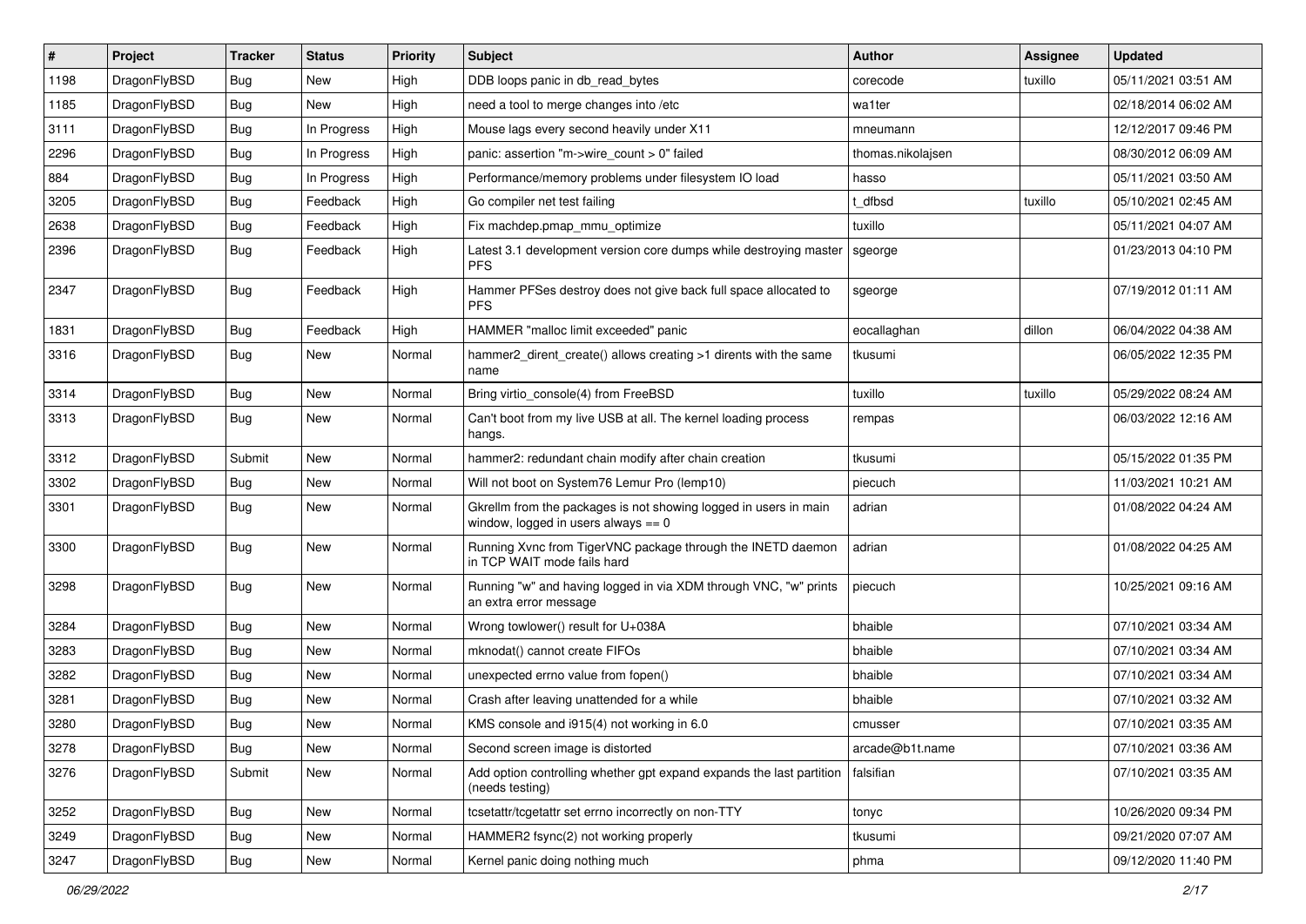| # | Project | Tracker | Status | Priority | Subject | Author | Assignee | Updated |
|---|---|---|---|---|---|---|---|---|
| 1198 | DragonFlyBSD | Bug | New | High | DDB loops panic in db_read_bytes | corecode | tuxillo | 05/11/2021 03:51 AM |
| 1185 | DragonFlyBSD | Bug | New | High | need a tool to merge changes into /etc | wa1ter | | 02/18/2014 06:02 AM |
| 3111 | DragonFlyBSD | Bug | In Progress | High | Mouse lags every second heavily under X11 | mneumann | | 12/12/2017 09:46 PM |
| 2296 | DragonFlyBSD | Bug | In Progress | High | panic: assertion "m->wire_count > 0" failed | thomas.nikolajsen | | 08/30/2012 06:09 AM |
| 884 | DragonFlyBSD | Bug | In Progress | High | Performance/memory problems under filesystem IO load | hasso | | 05/11/2021 03:50 AM |
| 3205 | DragonFlyBSD | Bug | Feedback | High | Go compiler net test failing | t_dfbsd | tuxillo | 05/10/2021 02:45 AM |
| 2638 | DragonFlyBSD | Bug | Feedback | High | Fix machdep.pmap_mmu_optimize | tuxillo | | 05/11/2021 04:07 AM |
| 2396 | DragonFlyBSD | Bug | Feedback | High | Latest 3.1 development version core dumps while destroying master PFS | sgeorge | | 01/23/2013 04:10 PM |
| 2347 | DragonFlyBSD | Bug | Feedback | High | Hammer PFSes destroy does not give back full space allocated to PFS | sgeorge | | 07/19/2012 01:11 AM |
| 1831 | DragonFlyBSD | Bug | Feedback | High | HAMMER "malloc limit exceeded" panic | eocallaghan | dillon | 06/04/2022 04:38 AM |
| 3316 | DragonFlyBSD | Bug | New | Normal | hammer2_dirent_create() allows creating >1 dirents with the same name | tkusumi | | 06/05/2022 12:35 PM |
| 3314 | DragonFlyBSD | Bug | New | Normal | Bring virtio_console(4) from FreeBSD | tuxillo | tuxillo | 05/29/2022 08:24 AM |
| 3313 | DragonFlyBSD | Bug | New | Normal | Can't boot from my live USB at all. The kernel loading process hangs. | rempas | | 06/03/2022 12:16 AM |
| 3312 | DragonFlyBSD | Submit | New | Normal | hammer2: redundant chain modify after chain creation | tkusumi | | 05/15/2022 01:35 PM |
| 3302 | DragonFlyBSD | Bug | New | Normal | Will not boot on System76 Lemur Pro (lemp10) | piecuch | | 11/03/2021 10:21 AM |
| 3301 | DragonFlyBSD | Bug | New | Normal | Gkrellm from the packages is not showing logged in users in main window, logged in users always == 0 | adrian | | 01/08/2022 04:24 AM |
| 3300 | DragonFlyBSD | Bug | New | Normal | Running Xvnc from TigerVNC package through the INETD daemon in TCP WAIT mode fails hard | adrian | | 01/08/2022 04:25 AM |
| 3298 | DragonFlyBSD | Bug | New | Normal | Running "w" and having logged in via XDM through VNC, "w" prints an extra error message | piecuch | | 10/25/2021 09:16 AM |
| 3284 | DragonFlyBSD | Bug | New | Normal | Wrong towlower() result for U+038A | bhaible | | 07/10/2021 03:34 AM |
| 3283 | DragonFlyBSD | Bug | New | Normal | mknodat() cannot create FIFOs | bhaible | | 07/10/2021 03:34 AM |
| 3282 | DragonFlyBSD | Bug | New | Normal | unexpected errno value from fopen() | bhaible | | 07/10/2021 03:34 AM |
| 3281 | DragonFlyBSD | Bug | New | Normal | Crash after leaving unattended for a while | bhaible | | 07/10/2021 03:32 AM |
| 3280 | DragonFlyBSD | Bug | New | Normal | KMS console and i915(4) not working in 6.0 | cmusser | | 07/10/2021 03:35 AM |
| 3278 | DragonFlyBSD | Bug | New | Normal | Second screen image is distorted | arcade@b1t.name | | 07/10/2021 03:36 AM |
| 3276 | DragonFlyBSD | Submit | New | Normal | Add option controlling whether gpt expand expands the last partition (needs testing) | falsifian | | 07/10/2021 03:35 AM |
| 3252 | DragonFlyBSD | Bug | New | Normal | tcsetattr/tcgetattr set errno incorrectly on non-TTY | tonyc | | 10/26/2020 09:34 PM |
| 3249 | DragonFlyBSD | Bug | New | Normal | HAMMER2 fsync(2) not working properly | tkusumi | | 09/21/2020 07:07 AM |
| 3247 | DragonFlyBSD | Bug | New | Normal | Kernel panic doing nothing much | phma | | 09/12/2020 11:40 PM |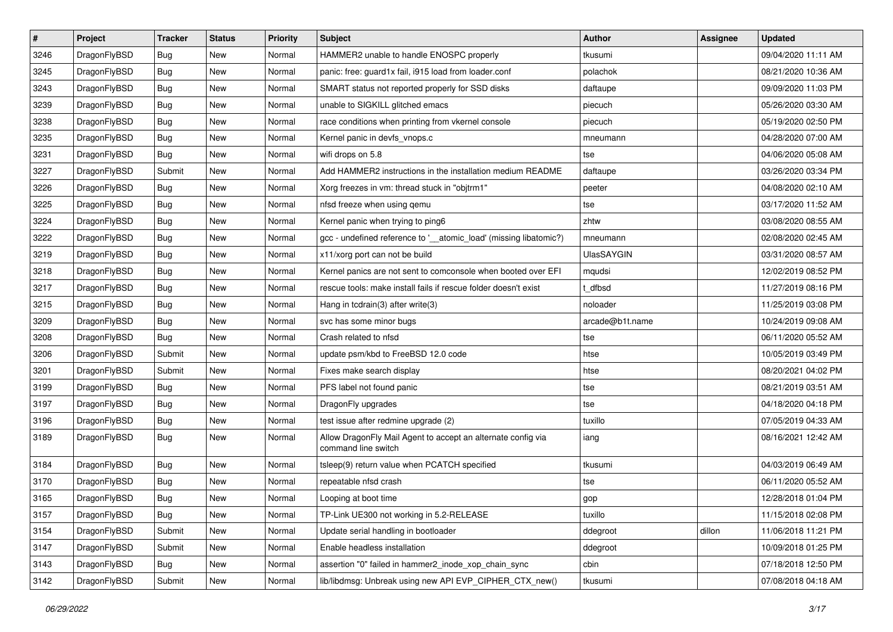| # | Project | Tracker | Status | Priority | Subject | Author | Assignee | Updated |
|---|---|---|---|---|---|---|---|---|
| 3246 | DragonFlyBSD | Bug | New | Normal | HAMMER2 unable to handle ENOSPC properly | tkusumi | | 09/04/2020 11:11 AM |
| 3245 | DragonFlyBSD | Bug | New | Normal | panic: free: guard1x fail, i915 load from loader.conf | polachok | | 08/21/2020 10:36 AM |
| 3243 | DragonFlyBSD | Bug | New | Normal | SMART status not reported properly for SSD disks | daftaupe | | 09/09/2020 11:03 PM |
| 3239 | DragonFlyBSD | Bug | New | Normal | unable to SIGKILL glitched emacs | piecuch | | 05/26/2020 03:30 AM |
| 3238 | DragonFlyBSD | Bug | New | Normal | race conditions when printing from vkernel console | piecuch | | 05/19/2020 02:50 PM |
| 3235 | DragonFlyBSD | Bug | New | Normal | Kernel panic in devfs_vnops.c | mneumann | | 04/28/2020 07:00 AM |
| 3231 | DragonFlyBSD | Bug | New | Normal | wifi drops on 5.8 | tse | | 04/06/2020 05:08 AM |
| 3227 | DragonFlyBSD | Submit | New | Normal | Add HAMMER2 instructions in the installation medium README | daftaupe | | 03/26/2020 03:34 PM |
| 3226 | DragonFlyBSD | Bug | New | Normal | Xorg freezes in vm: thread stuck in "objtrm1" | peeter | | 04/08/2020 02:10 AM |
| 3225 | DragonFlyBSD | Bug | New | Normal | nfsd freeze when using qemu | tse | | 03/17/2020 11:52 AM |
| 3224 | DragonFlyBSD | Bug | New | Normal | Kernel panic when trying to ping6 | zhtw | | 03/08/2020 08:55 AM |
| 3222 | DragonFlyBSD | Bug | New | Normal | gcc - undefined reference to '__atomic_load' (missing libatomic?) | mneumann | | 02/08/2020 02:45 AM |
| 3219 | DragonFlyBSD | Bug | New | Normal | x11/xorg port can not be build | UlasSAYGIN | | 03/31/2020 08:57 AM |
| 3218 | DragonFlyBSD | Bug | New | Normal | Kernel panics are not sent to comconsole when booted over EFI | mqudsi | | 12/02/2019 08:52 PM |
| 3217 | DragonFlyBSD | Bug | New | Normal | rescue tools: make install fails if rescue folder doesn't exist | t_dfbsd | | 11/27/2019 08:16 PM |
| 3215 | DragonFlyBSD | Bug | New | Normal | Hang in tcdrain(3) after write(3) | noloader | | 11/25/2019 03:08 PM |
| 3209 | DragonFlyBSD | Bug | New | Normal | svc has some minor bugs | arcade@b1t.name | | 10/24/2019 09:08 AM |
| 3208 | DragonFlyBSD | Bug | New | Normal | Crash related to nfsd | tse | | 06/11/2020 05:52 AM |
| 3206 | DragonFlyBSD | Submit | New | Normal | update psm/kbd to FreeBSD 12.0 code | htse | | 10/05/2019 03:49 PM |
| 3201 | DragonFlyBSD | Submit | New | Normal | Fixes make search display | htse | | 08/20/2021 04:02 PM |
| 3199 | DragonFlyBSD | Bug | New | Normal | PFS label not found panic | tse | | 08/21/2019 03:51 AM |
| 3197 | DragonFlyBSD | Bug | New | Normal | DragonFly upgrades | tse | | 04/18/2020 04:18 PM |
| 3196 | DragonFlyBSD | Bug | New | Normal | test issue after redmine upgrade (2) | tuxillo | | 07/05/2019 04:33 AM |
| 3189 | DragonFlyBSD | Bug | New | Normal | Allow DragonFly Mail Agent to accept an alternate config via command line switch | iang | | 08/16/2021 12:42 AM |
| 3184 | DragonFlyBSD | Bug | New | Normal | tsleep(9) return value when PCATCH specified | tkusumi | | 04/03/2019 06:49 AM |
| 3170 | DragonFlyBSD | Bug | New | Normal | repeatable nfsd crash | tse | | 06/11/2020 05:52 AM |
| 3165 | DragonFlyBSD | Bug | New | Normal | Looping at boot time | gop | | 12/28/2018 01:04 PM |
| 3157 | DragonFlyBSD | Bug | New | Normal | TP-Link UE300 not working in 5.2-RELEASE | tuxillo | | 11/15/2018 02:08 PM |
| 3154 | DragonFlyBSD | Submit | New | Normal | Update serial handling in bootloader | ddegroot | dillon | 11/06/2018 11:21 PM |
| 3147 | DragonFlyBSD | Submit | New | Normal | Enable headless installation | ddegroot | | 10/09/2018 01:25 PM |
| 3143 | DragonFlyBSD | Bug | New | Normal | assertion "0" failed in hammer2_inode_xop_chain_sync | cbin | | 07/18/2018 12:50 PM |
| 3142 | DragonFlyBSD | Submit | New | Normal | lib/libdmsg: Unbreak using new API EVP_CIPHER_CTX_new() | tkusumi | | 07/08/2018 04:18 AM |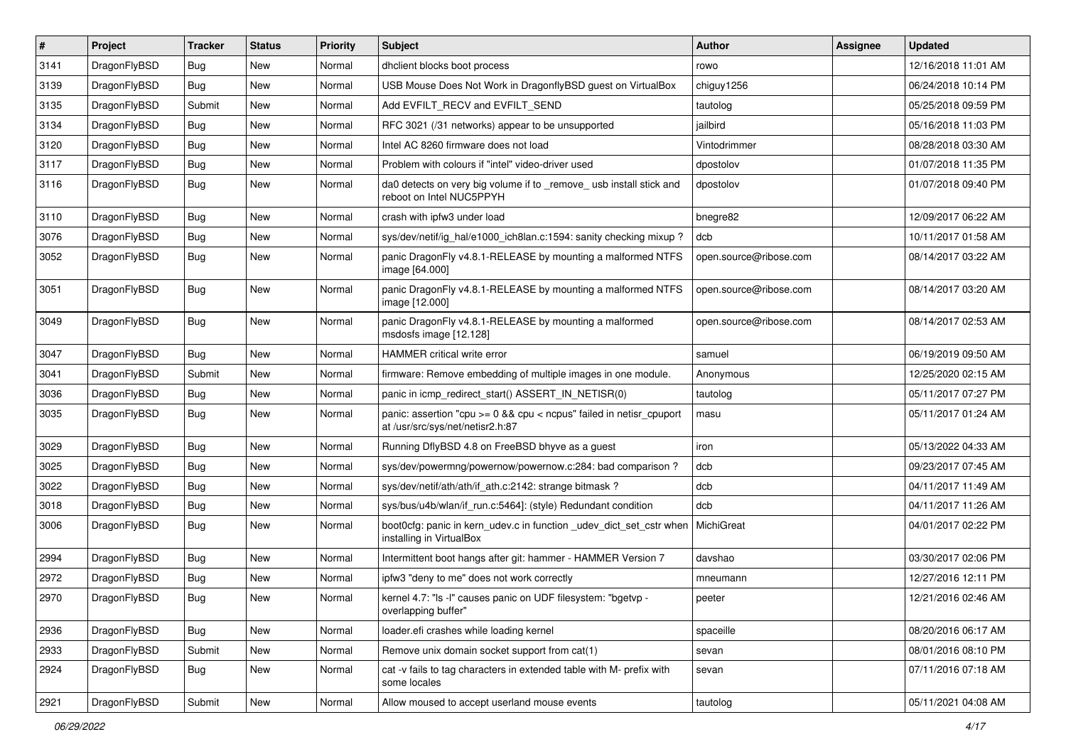| # | Project | Tracker | Status | Priority | Subject | Author | Assignee | Updated |
| --- | --- | --- | --- | --- | --- | --- | --- | --- |
| 3141 | DragonFlyBSD | Bug | New | Normal | dhclient blocks boot process | rowo | | 12/16/2018 11:01 AM |
| 3139 | DragonFlyBSD | Bug | New | Normal | USB Mouse Does Not Work in DragonflyBSD guest on VirtualBox | chiguy1256 | | 06/24/2018 10:14 PM |
| 3135 | DragonFlyBSD | Submit | New | Normal | Add EVFILT_RECV and EVFILT_SEND | tautolog | | 05/25/2018 09:59 PM |
| 3134 | DragonFlyBSD | Bug | New | Normal | RFC 3021 (/31 networks) appear to be unsupported | jailbird | | 05/16/2018 11:03 PM |
| 3120 | DragonFlyBSD | Bug | New | Normal | Intel AC 8260 firmware does not load | Vintodrimmer | | 08/28/2018 03:30 AM |
| 3117 | DragonFlyBSD | Bug | New | Normal | Problem with colours if "intel" video-driver used | dpostolov | | 01/07/2018 11:35 PM |
| 3116 | DragonFlyBSD | Bug | New | Normal | da0 detects on very big volume if to _remove_ usb install stick and reboot on Intel NUC5PPYH | dpostolov | | 01/07/2018 09:40 PM |
| 3110 | DragonFlyBSD | Bug | New | Normal | crash with ipfw3 under load | bnegre82 | | 12/09/2017 06:22 AM |
| 3076 | DragonFlyBSD | Bug | New | Normal | sys/dev/netif/ig_hal/e1000_ich8lan.c:1594: sanity checking mixup ? | dcb | | 10/11/2017 01:58 AM |
| 3052 | DragonFlyBSD | Bug | New | Normal | panic DragonFly v4.8.1-RELEASE by mounting a malformed NTFS image [64.000] | open.source@ribose.com | | 08/14/2017 03:22 AM |
| 3051 | DragonFlyBSD | Bug | New | Normal | panic DragonFly v4.8.1-RELEASE by mounting a malformed NTFS image [12.000] | open.source@ribose.com | | 08/14/2017 03:20 AM |
| 3049 | DragonFlyBSD | Bug | New | Normal | panic DragonFly v4.8.1-RELEASE by mounting a malformed msdosfs image [12.128] | open.source@ribose.com | | 08/14/2017 02:53 AM |
| 3047 | DragonFlyBSD | Bug | New | Normal | HAMMER critical write error | samuel | | 06/19/2019 09:50 AM |
| 3041 | DragonFlyBSD | Submit | New | Normal | firmware: Remove embedding of multiple images in one module. | Anonymous | | 12/25/2020 02:15 AM |
| 3036 | DragonFlyBSD | Bug | New | Normal | panic in icmp_redirect_start() ASSERT_IN_NETISR(0) | tautolog | | 05/11/2017 07:27 PM |
| 3035 | DragonFlyBSD | Bug | New | Normal | panic: assertion "cpu >= 0 && cpu < ncpus" failed in netisr_cpuport at /usr/src/sys/net/netisr2.h:87 | masu | | 05/11/2017 01:24 AM |
| 3029 | DragonFlyBSD | Bug | New | Normal | Running DflyBSD 4.8 on FreeBSD bhyve as a guest | iron | | 05/13/2022 04:33 AM |
| 3025 | DragonFlyBSD | Bug | New | Normal | sys/dev/powermng/powernow/powernow.c:284: bad comparison ? | dcb | | 09/23/2017 07:45 AM |
| 3022 | DragonFlyBSD | Bug | New | Normal | sys/dev/netif/ath/ath/if_ath.c:2142: strange bitmask ? | dcb | | 04/11/2017 11:49 AM |
| 3018 | DragonFlyBSD | Bug | New | Normal | sys/bus/u4b/wlan/if_run.c:5464]: (style) Redundant condition | dcb | | 04/11/2017 11:26 AM |
| 3006 | DragonFlyBSD | Bug | New | Normal | boot0cfg: panic in kern_udev.c in function _udev_dict_set_cstr when installing in VirtualBox | MichiGreat | | 04/01/2017 02:22 PM |
| 2994 | DragonFlyBSD | Bug | New | Normal | Intermittent boot hangs after git: hammer - HAMMER Version 7 | davshao | | 03/30/2017 02:06 PM |
| 2972 | DragonFlyBSD | Bug | New | Normal | ipfw3 "deny to me" does not work correctly | mneumann | | 12/27/2016 12:11 PM |
| 2970 | DragonFlyBSD | Bug | New | Normal | kernel 4.7: "ls -l" causes panic on UDF filesystem: "bgetvp - overlapping buffer" | peeter | | 12/21/2016 02:46 AM |
| 2936 | DragonFlyBSD | Bug | New | Normal | loader.efi crashes while loading kernel | spaceille | | 08/20/2016 06:17 AM |
| 2933 | DragonFlyBSD | Submit | New | Normal | Remove unix domain socket support from cat(1) | sevan | | 08/01/2016 08:10 PM |
| 2924 | DragonFlyBSD | Bug | New | Normal | cat -v fails to tag characters in extended table with M- prefix with some locales | sevan | | 07/11/2016 07:18 AM |
| 2921 | DragonFlyBSD | Submit | New | Normal | Allow moused to accept userland mouse events | tautolog | | 05/11/2021 04:08 AM |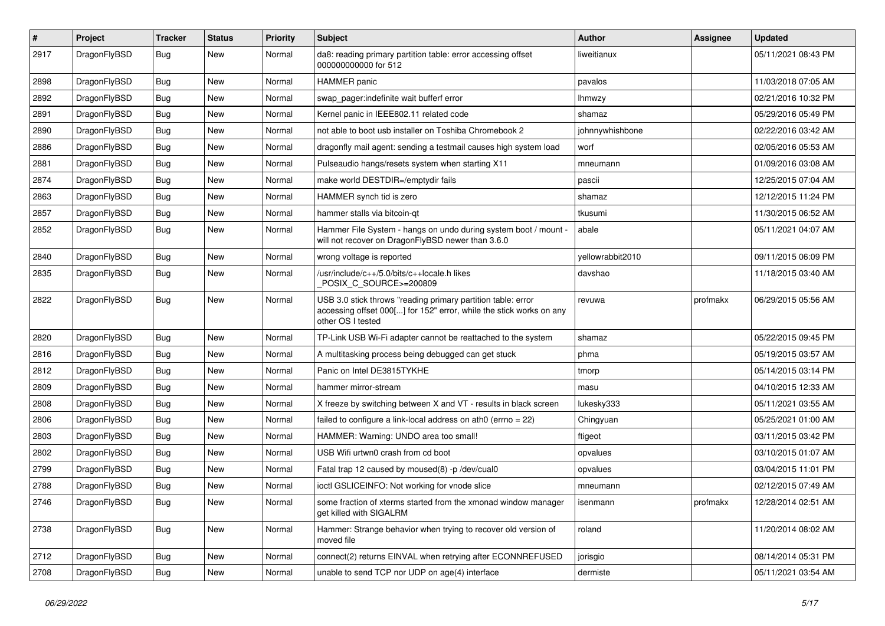| # | Project | Tracker | Status | Priority | Subject | Author | Assignee | Updated |
|---|---|---|---|---|---|---|---|---|
| 2917 | DragonFlyBSD | Bug | New | Normal | da8: reading primary partition table: error accessing offset 000000000000 for 512 | liweitianux | | 05/11/2021 08:43 PM |
| 2898 | DragonFlyBSD | Bug | New | Normal | HAMMER panic | pavalos | | 11/03/2018 07:05 AM |
| 2892 | DragonFlyBSD | Bug | New | Normal | swap_pager:indefinite wait bufferf error | lhmwzy | | 02/21/2016 10:32 PM |
| 2891 | DragonFlyBSD | Bug | New | Normal | Kernel panic in IEEE802.11 related code | shamaz | | 05/29/2016 05:49 PM |
| 2890 | DragonFlyBSD | Bug | New | Normal | not able to boot usb installer on Toshiba Chromebook 2 | johnnywhishbone | | 02/22/2016 03:42 AM |
| 2886 | DragonFlyBSD | Bug | New | Normal | dragonfly mail agent: sending a testmail causes high system load | worf | | 02/05/2016 05:53 AM |
| 2881 | DragonFlyBSD | Bug | New | Normal | Pulseaudio hangs/resets system when starting X11 | mneumann | | 01/09/2016 03:08 AM |
| 2874 | DragonFlyBSD | Bug | New | Normal | make world DESTDIR=/emptydir fails | pascii | | 12/25/2015 07:04 AM |
| 2863 | DragonFlyBSD | Bug | New | Normal | HAMMER synch tid is zero | shamaz | | 12/12/2015 11:24 PM |
| 2857 | DragonFlyBSD | Bug | New | Normal | hammer stalls via bitcoin-qt | tkusumi | | 11/30/2015 06:52 AM |
| 2852 | DragonFlyBSD | Bug | New | Normal | Hammer File System - hangs on undo during system boot / mount - will not recover on DragonFlyBSD newer than 3.6.0 | abale | | 05/11/2021 04:07 AM |
| 2840 | DragonFlyBSD | Bug | New | Normal | wrong voltage is reported | yellowrabbit2010 | | 09/11/2015 06:09 PM |
| 2835 | DragonFlyBSD | Bug | New | Normal | /usr/include/c++/5.0/bits/c++locale.h likes _POSIX_C_SOURCE>=200809 | davshao | | 11/18/2015 03:40 AM |
| 2822 | DragonFlyBSD | Bug | New | Normal | USB 3.0 stick throws "reading primary partition table: error accessing offset 000[...] for 152" error, while the stick works on any other OS I tested | revuwa | profmakx | 06/29/2015 05:56 AM |
| 2820 | DragonFlyBSD | Bug | New | Normal | TP-Link USB Wi-Fi adapter cannot be reattached to the system | shamaz | | 05/22/2015 09:45 PM |
| 2816 | DragonFlyBSD | Bug | New | Normal | A multitasking process being debugged can get stuck | phma | | 05/19/2015 03:57 AM |
| 2812 | DragonFlyBSD | Bug | New | Normal | Panic on Intel DE3815TYKHE | tmorp | | 05/14/2015 03:14 PM |
| 2809 | DragonFlyBSD | Bug | New | Normal | hammer mirror-stream | masu | | 04/10/2015 12:33 AM |
| 2808 | DragonFlyBSD | Bug | New | Normal | X freeze by switching between X and VT - results in black screen | lukesky333 | | 05/11/2021 03:55 AM |
| 2806 | DragonFlyBSD | Bug | New | Normal | failed to configure a link-local address on ath0 (errno = 22) | Chingyuan | | 05/25/2021 01:00 AM |
| 2803 | DragonFlyBSD | Bug | New | Normal | HAMMER: Warning: UNDO area too small! | ftigeot | | 03/11/2015 03:42 PM |
| 2802 | DragonFlyBSD | Bug | New | Normal | USB Wifi urtwn0 crash from cd boot | opvalues | | 03/10/2015 01:07 AM |
| 2799 | DragonFlyBSD | Bug | New | Normal | Fatal trap 12 caused by moused(8) -p /dev/cual0 | opvalues | | 03/04/2015 11:01 PM |
| 2788 | DragonFlyBSD | Bug | New | Normal | ioctl GSLICEINFO: Not working for vnode slice | mneumann | | 02/12/2015 07:49 AM |
| 2746 | DragonFlyBSD | Bug | New | Normal | some fraction of xterms started from the xmonad window manager get killed with SIGALRM | isenmann | profmakx | 12/28/2014 02:51 AM |
| 2738 | DragonFlyBSD | Bug | New | Normal | Hammer: Strange behavior when trying to recover old version of moved file | roland | | 11/20/2014 08:02 AM |
| 2712 | DragonFlyBSD | Bug | New | Normal | connect(2) returns EINVAL when retrying after ECONNREFUSED | jorisgio | | 08/14/2014 05:31 PM |
| 2708 | DragonFlyBSD | Bug | New | Normal | unable to send TCP nor UDP on age(4) interface | dermiste | | 05/11/2021 03:54 AM |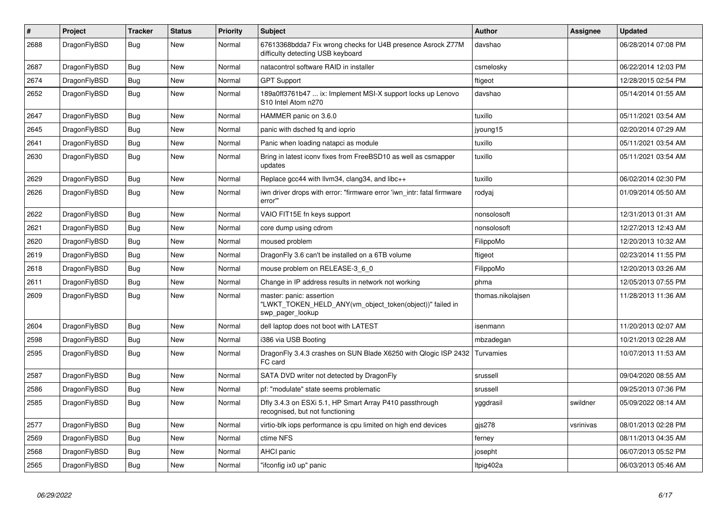| # | Project | Tracker | Status | Priority | Subject | Author | Assignee | Updated |
|---|---|---|---|---|---|---|---|---|
| 2688 | DragonFlyBSD | Bug | New | Normal | 67613368bdda7 Fix wrong checks for U4B presence Asrock Z77M difficulty detecting USB keyboard | davshao | | 06/28/2014 07:08 PM |
| 2687 | DragonFlyBSD | Bug | New | Normal | natacontrol software RAID in installer | csmelosky | | 06/22/2014 12:03 PM |
| 2674 | DragonFlyBSD | Bug | New | Normal | GPT Support | ftigeot | | 12/28/2015 02:54 PM |
| 2652 | DragonFlyBSD | Bug | New | Normal | 189a0ff3761b47 ... ix: Implement MSI-X support locks up Lenovo S10 Intel Atom n270 | davshao | | 05/14/2014 01:55 AM |
| 2647 | DragonFlyBSD | Bug | New | Normal | HAMMER panic on 3.6.0 | tuxillo | | 05/11/2021 03:54 AM |
| 2645 | DragonFlyBSD | Bug | New | Normal | panic with dsched fq and ioprio | jyoung15 | | 02/20/2014 07:29 AM |
| 2641 | DragonFlyBSD | Bug | New | Normal | Panic when loading natapci as module | tuxillo | | 05/11/2021 03:54 AM |
| 2630 | DragonFlyBSD | Bug | New | Normal | Bring in latest iconv fixes from FreeBSD10 as well as csmapper updates | tuxillo | | 05/11/2021 03:54 AM |
| 2629 | DragonFlyBSD | Bug | New | Normal | Replace gcc44 with llvm34, clang34, and libc++ | tuxillo | | 06/02/2014 02:30 PM |
| 2626 | DragonFlyBSD | Bug | New | Normal | iwn driver drops with error: "firmware error 'iwn_intr: fatal firmware error'" | rodyaj | | 01/09/2014 05:50 AM |
| 2622 | DragonFlyBSD | Bug | New | Normal | VAIO FIT15E fn keys support | nonsolosoft | | 12/31/2013 01:31 AM |
| 2621 | DragonFlyBSD | Bug | New | Normal | core dump using cdrom | nonsolosoft | | 12/27/2013 12:43 AM |
| 2620 | DragonFlyBSD | Bug | New | Normal | moused problem | FilippoMo | | 12/20/2013 10:32 AM |
| 2619 | DragonFlyBSD | Bug | New | Normal | DragonFly 3.6 can't be installed on a 6TB volume | ftigeot | | 02/23/2014 11:55 PM |
| 2618 | DragonFlyBSD | Bug | New | Normal | mouse problem on RELEASE-3_6_0 | FilippoMo | | 12/20/2013 03:26 AM |
| 2611 | DragonFlyBSD | Bug | New | Normal | Change in IP address results in network not working | phma | | 12/05/2013 07:55 PM |
| 2609 | DragonFlyBSD | Bug | New | Normal | master: panic: assertion "LWKT_TOKEN_HELD_ANY(vm_object_token(object))" failed in swp_pager_lookup | thomas.nikolajsen | | 11/28/2013 11:36 AM |
| 2604 | DragonFlyBSD | Bug | New | Normal | dell laptop does not boot with LATEST | isenmann | | 11/20/2013 02:07 AM |
| 2598 | DragonFlyBSD | Bug | New | Normal | i386 via USB Booting | mbzadegan | | 10/21/2013 02:28 AM |
| 2595 | DragonFlyBSD | Bug | New | Normal | DragonFly 3.4.3 crashes on SUN Blade X6250 with Qlogic ISP 2432 FC card | Turvamies | | 10/07/2013 11:53 AM |
| 2587 | DragonFlyBSD | Bug | New | Normal | SATA DVD writer not detected by DragonFly | srussell | | 09/04/2020 08:55 AM |
| 2586 | DragonFlyBSD | Bug | New | Normal | pf: "modulate" state seems problematic | srussell | | 09/25/2013 07:36 PM |
| 2585 | DragonFlyBSD | Bug | New | Normal | Dfly 3.4.3 on ESXi 5.1, HP Smart Array P410 passthrough recognised, but not functioning | yggdrasil | swildner | 05/09/2022 08:14 AM |
| 2577 | DragonFlyBSD | Bug | New | Normal | virtio-blk iops performance is cpu limited on high end devices | gjs278 | vsrinivas | 08/01/2013 02:28 PM |
| 2569 | DragonFlyBSD | Bug | New | Normal | ctime NFS | ferney | | 08/11/2013 04:35 AM |
| 2568 | DragonFlyBSD | Bug | New | Normal | AHCI panic | josepht | | 06/07/2013 05:52 PM |
| 2565 | DragonFlyBSD | Bug | New | Normal | "ifconfig ix0 up" panic | ltpig402a | | 06/03/2013 05:46 AM |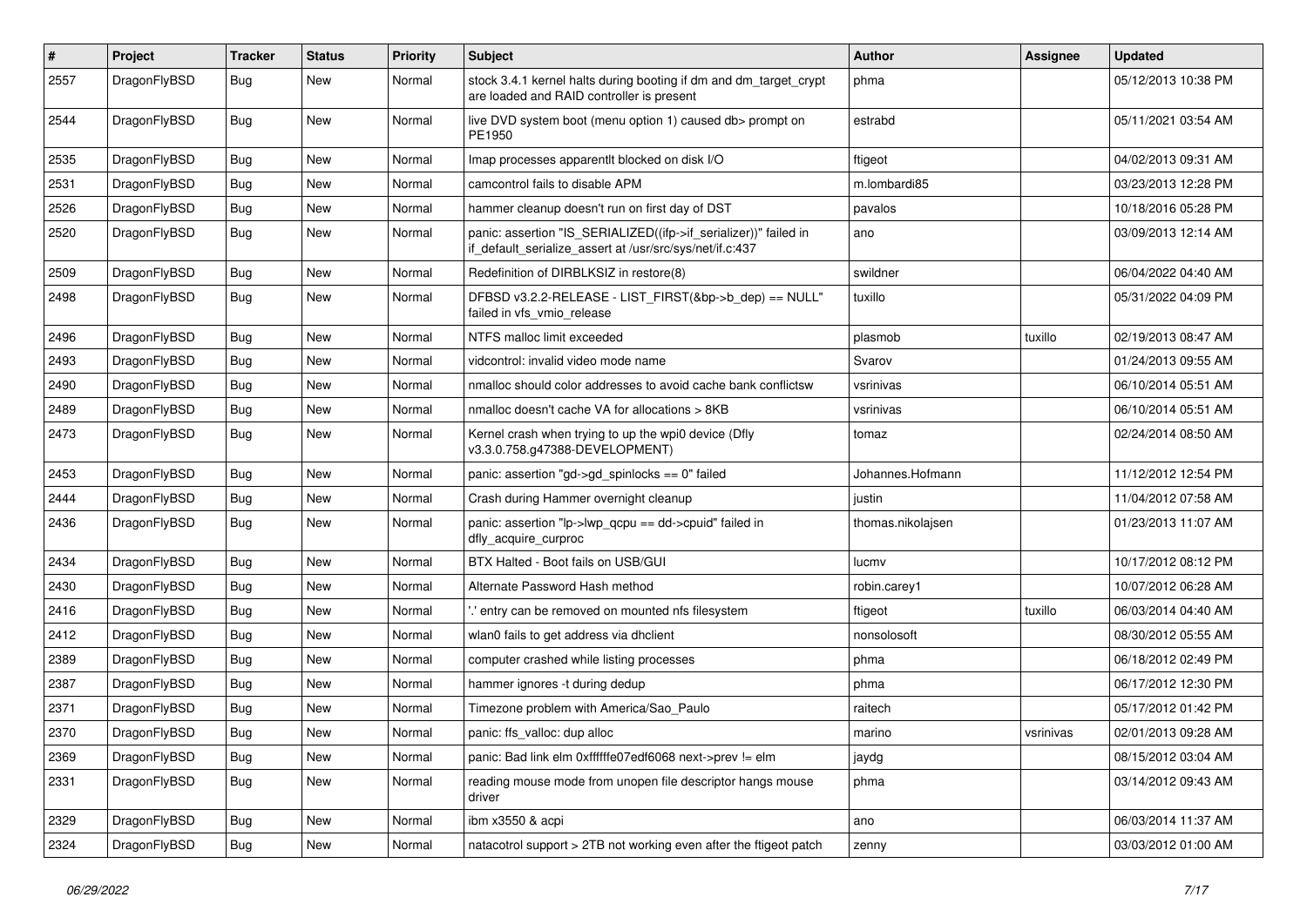| # | Project | Tracker | Status | Priority | Subject | Author | Assignee | Updated |
|---|---|---|---|---|---|---|---|---|
| 2557 | DragonFlyBSD | Bug | New | Normal | stock 3.4.1 kernel halts during booting if dm and dm_target_crypt are loaded and RAID controller is present | phma | | 05/12/2013 10:38 PM |
| 2544 | DragonFlyBSD | Bug | New | Normal | live DVD system boot (menu option 1) caused db> prompt on PE1950 | estrabd | | 05/11/2021 03:54 AM |
| 2535 | DragonFlyBSD | Bug | New | Normal | Imap processes apparentlt blocked on disk I/O | ftigeot | | 04/02/2013 09:31 AM |
| 2531 | DragonFlyBSD | Bug | New | Normal | camcontrol fails to disable APM | m.lombardi85 | | 03/23/2013 12:28 PM |
| 2526 | DragonFlyBSD | Bug | New | Normal | hammer cleanup doesn't run on first day of DST | pavalos | | 10/18/2016 05:28 PM |
| 2520 | DragonFlyBSD | Bug | New | Normal | panic: assertion "IS_SERIALIZED((ifp->if_serializer))" failed in if_default_serialize_assert at /usr/src/sys/net/if.c:437 | ano | | 03/09/2013 12:14 AM |
| 2509 | DragonFlyBSD | Bug | New | Normal | Redefinition of DIRBLKSIZ in restore(8) | swildner | | 06/04/2022 04:40 AM |
| 2498 | DragonFlyBSD | Bug | New | Normal | DFBSD v3.2.2-RELEASE - LIST_FIRST(&bp->b_dep) == NULL" failed in vfs_vmio_release | tuxillo | | 05/31/2022 04:09 PM |
| 2496 | DragonFlyBSD | Bug | New | Normal | NTFS malloc limit exceeded | plasmob | tuxillo | 02/19/2013 08:47 AM |
| 2493 | DragonFlyBSD | Bug | New | Normal | vidcontrol: invalid video mode name | Svarov | | 01/24/2013 09:55 AM |
| 2490 | DragonFlyBSD | Bug | New | Normal | nmalloc should color addresses to avoid cache bank conflictsw | vsrinivas | | 06/10/2014 05:51 AM |
| 2489 | DragonFlyBSD | Bug | New | Normal | nmalloc doesn't cache VA for allocations > 8KB | vsrinivas | | 06/10/2014 05:51 AM |
| 2473 | DragonFlyBSD | Bug | New | Normal | Kernel crash when trying to up the wpi0 device (Dfly v3.3.0.758.g47388-DEVELOPMENT) | tomaz | | 02/24/2014 08:50 AM |
| 2453 | DragonFlyBSD | Bug | New | Normal | panic: assertion "gd->gd_spinlocks == 0" failed | Johannes.Hofmann | | 11/12/2012 12:54 PM |
| 2444 | DragonFlyBSD | Bug | New | Normal | Crash during Hammer overnight cleanup | justin | | 11/04/2012 07:58 AM |
| 2436 | DragonFlyBSD | Bug | New | Normal | panic: assertion "lp->lwp_qcpu == dd->cpuid" failed in dfly_acquire_curproc | thomas.nikolajsen | | 01/23/2013 11:07 AM |
| 2434 | DragonFlyBSD | Bug | New | Normal | BTX Halted - Boot fails on USB/GUI | lucmv | | 10/17/2012 08:12 PM |
| 2430 | DragonFlyBSD | Bug | New | Normal | Alternate Password Hash method | robin.carey1 | | 10/07/2012 06:28 AM |
| 2416 | DragonFlyBSD | Bug | New | Normal | '.' entry can be removed on mounted nfs filesystem | ftigeot | tuxillo | 06/03/2014 04:40 AM |
| 2412 | DragonFlyBSD | Bug | New | Normal | wlan0 fails to get address via dhclient | nonsolosoft | | 08/30/2012 05:55 AM |
| 2389 | DragonFlyBSD | Bug | New | Normal | computer crashed while listing processes | phma | | 06/18/2012 02:49 PM |
| 2387 | DragonFlyBSD | Bug | New | Normal | hammer ignores -t during dedup | phma | | 06/17/2012 12:30 PM |
| 2371 | DragonFlyBSD | Bug | New | Normal | Timezone problem with America/Sao_Paulo | raitech | | 05/17/2012 01:42 PM |
| 2370 | DragonFlyBSD | Bug | New | Normal | panic: ffs_valloc: dup alloc | marino | vsrinivas | 02/01/2013 09:28 AM |
| 2369 | DragonFlyBSD | Bug | New | Normal | panic: Bad link elm 0xffffffe07edf6068 next->prev != elm | jaydg | | 08/15/2012 03:04 AM |
| 2331 | DragonFlyBSD | Bug | New | Normal | reading mouse mode from unopen file descriptor hangs mouse driver | phma | | 03/14/2012 09:43 AM |
| 2329 | DragonFlyBSD | Bug | New | Normal | ibm x3550 & acpi | ano | | 06/03/2014 11:37 AM |
| 2324 | DragonFlyBSD | Bug | New | Normal | natacotrol support > 2TB not working even after the ftigeot patch | zenny | | 03/03/2012 01:00 AM |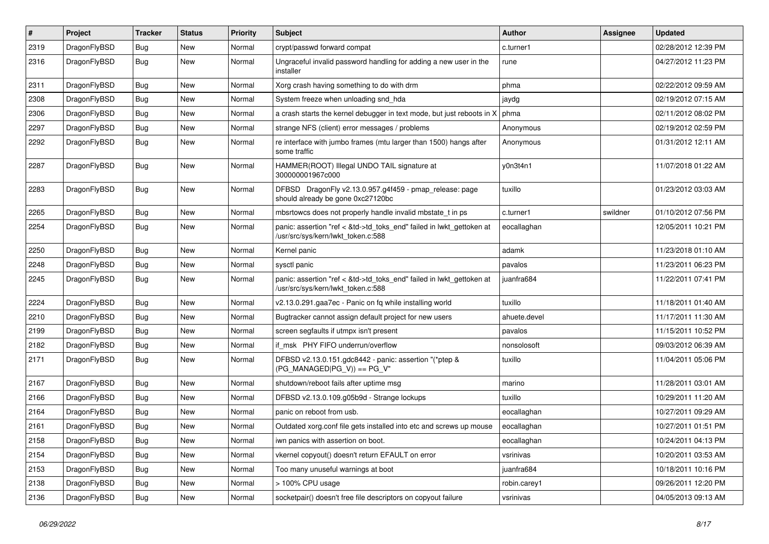| # | Project | Tracker | Status | Priority | Subject | Author | Assignee | Updated |
|---|---|---|---|---|---|---|---|---|
| 2319 | DragonFlyBSD | Bug | New | Normal | crypt/passwd forward compat | c.turner1 | | 02/28/2012 12:39 PM |
| 2316 | DragonFlyBSD | Bug | New | Normal | Ungraceful invalid password handling for adding a new user in the installer | rune | | 04/27/2012 11:23 PM |
| 2311 | DragonFlyBSD | Bug | New | Normal | Xorg crash having something to do with drm | phma | | 02/22/2012 09:59 AM |
| 2308 | DragonFlyBSD | Bug | New | Normal | System freeze when unloading snd_hda | jaydg | | 02/19/2012 07:15 AM |
| 2306 | DragonFlyBSD | Bug | New | Normal | a crash starts the kernel debugger in text mode, but just reboots in X | phma | | 02/11/2012 08:02 PM |
| 2297 | DragonFlyBSD | Bug | New | Normal | strange NFS (client) error messages / problems | Anonymous | | 02/19/2012 02:59 PM |
| 2292 | DragonFlyBSD | Bug | New | Normal | re interface with jumbo frames (mtu larger than 1500) hangs after some traffic | Anonymous | | 01/31/2012 12:11 AM |
| 2287 | DragonFlyBSD | Bug | New | Normal | HAMMER(ROOT) Illegal UNDO TAIL signature at 300000001967c000 | y0n3t4n1 | | 11/07/2018 01:22 AM |
| 2283 | DragonFlyBSD | Bug | New | Normal | DFBSD DragonFly v2.13.0.957.g4f459 - pmap_release: page should already be gone 0xc27120bc | tuxillo | | 01/23/2012 03:03 AM |
| 2265 | DragonFlyBSD | Bug | New | Normal | mbsrtowcs does not properly handle invalid mbstate_t in ps | c.turner1 | swildner | 01/10/2012 07:56 PM |
| 2254 | DragonFlyBSD | Bug | New | Normal | panic: assertion "ref < &td->td_toks_end" failed in lwkt_gettoken at /usr/src/sys/kern/lwkt_token.c:588 | eocallaghan | | 12/05/2011 10:21 PM |
| 2250 | DragonFlyBSD | Bug | New | Normal | Kernel panic | adamk | | 11/23/2018 01:10 AM |
| 2248 | DragonFlyBSD | Bug | New | Normal | sysctl panic | pavalos | | 11/23/2011 06:23 PM |
| 2245 | DragonFlyBSD | Bug | New | Normal | panic: assertion "ref < &td->td_toks_end" failed in lwkt_gettoken at /usr/src/sys/kern/lwkt_token.c:588 | juanfra684 | | 11/22/2011 07:41 PM |
| 2224 | DragonFlyBSD | Bug | New | Normal | v2.13.0.291.gaa7ec - Panic on fq while installing world | tuxillo | | 11/18/2011 01:40 AM |
| 2210 | DragonFlyBSD | Bug | New | Normal | Bugtracker cannot assign default project for new users | ahuete.devel | | 11/17/2011 11:30 AM |
| 2199 | DragonFlyBSD | Bug | New | Normal | screen segfaults if utmpx isn't present | pavalos | | 11/15/2011 10:52 PM |
| 2182 | DragonFlyBSD | Bug | New | Normal | if_msk PHY FIFO underrun/overflow | nonsolosoft | | 09/03/2012 06:39 AM |
| 2171 | DragonFlyBSD | Bug | New | Normal | DFBSD v2.13.0.151.gdc8442 - panic: assertion "(*ptep & (PG_MANAGED\|PG_V)) == PG_V" | tuxillo | | 11/04/2011 05:06 PM |
| 2167 | DragonFlyBSD | Bug | New | Normal | shutdown/reboot fails after uptime msg | marino | | 11/28/2011 03:01 AM |
| 2166 | DragonFlyBSD | Bug | New | Normal | DFBSD v2.13.0.109.g05b9d - Strange lockups | tuxillo | | 10/29/2011 11:20 AM |
| 2164 | DragonFlyBSD | Bug | New | Normal | panic on reboot from usb. | eocallaghan | | 10/27/2011 09:29 AM |
| 2161 | DragonFlyBSD | Bug | New | Normal | Outdated xorg.conf file gets installed into etc and screws up mouse | eocallaghan | | 10/27/2011 01:51 PM |
| 2158 | DragonFlyBSD | Bug | New | Normal | iwn panics with assertion on boot. | eocallaghan | | 10/24/2011 04:13 PM |
| 2154 | DragonFlyBSD | Bug | New | Normal | vkernel copyout() doesn't return EFAULT on error | vsrinivas | | 10/20/2011 03:53 AM |
| 2153 | DragonFlyBSD | Bug | New | Normal | Too many unuseful warnings at boot | juanfra684 | | 10/18/2011 10:16 PM |
| 2138 | DragonFlyBSD | Bug | New | Normal | > 100% CPU usage | robin.carey1 | | 09/26/2011 12:20 PM |
| 2136 | DragonFlyBSD | Bug | New | Normal | socketpair() doesn't free file descriptors on copyout failure | vsrinivas | | 04/05/2013 09:13 AM |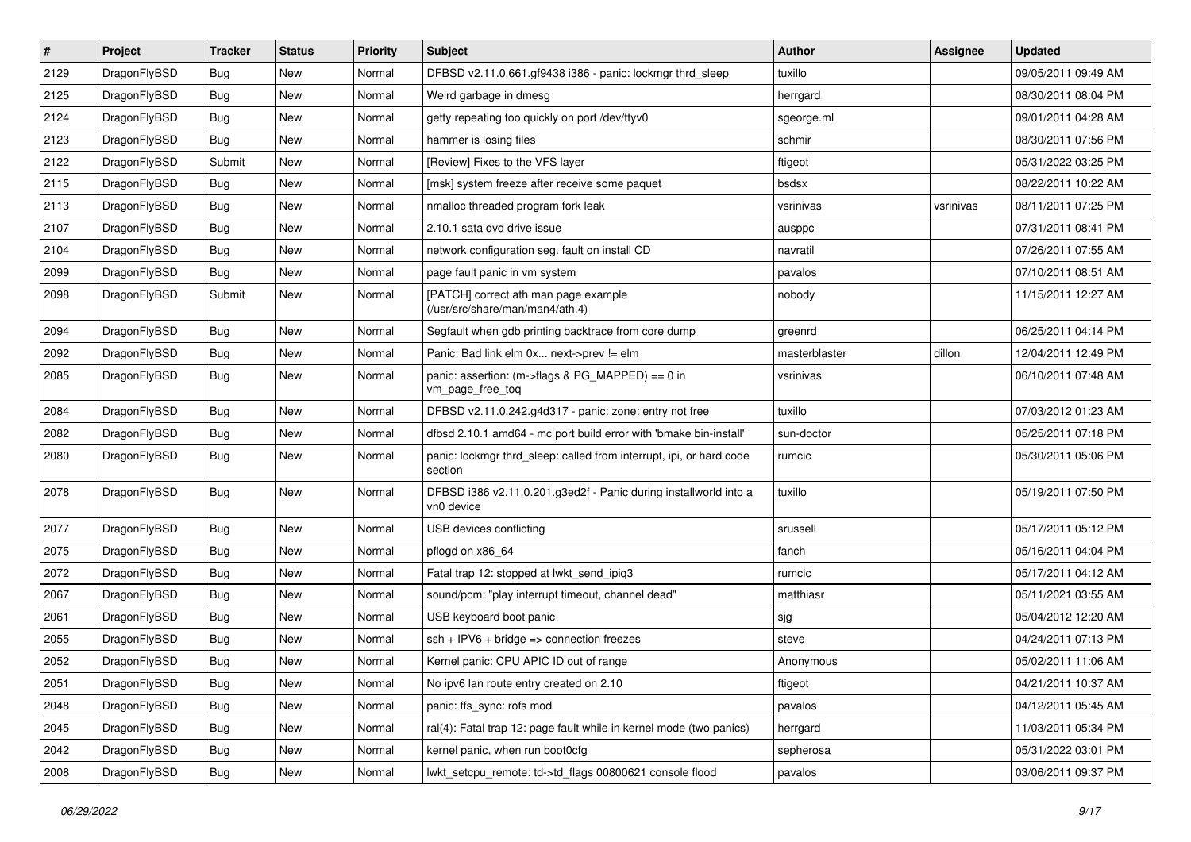| # | Project | Tracker | Status | Priority | Subject | Author | Assignee | Updated |
|---|---|---|---|---|---|---|---|---|
| 2129 | DragonFlyBSD | Bug | New | Normal | DFBSD v2.11.0.661.gf9438 i386 - panic: lockmgr thrd_sleep | tuxillo | | 09/05/2011 09:49 AM |
| 2125 | DragonFlyBSD | Bug | New | Normal | Weird garbage in dmesg | herrgard | | 08/30/2011 08:04 PM |
| 2124 | DragonFlyBSD | Bug | New | Normal | getty repeating too quickly on port /dev/ttyv0 | sgeorge.ml | | 09/01/2011 04:28 AM |
| 2123 | DragonFlyBSD | Bug | New | Normal | hammer is losing files | schmir | | 08/30/2011 07:56 PM |
| 2122 | DragonFlyBSD | Submit | New | Normal | [Review] Fixes to the VFS layer | ftigeot | | 05/31/2022 03:25 PM |
| 2115 | DragonFlyBSD | Bug | New | Normal | [msk] system freeze after receive some paquet | bsdsx | | 08/22/2011 10:22 AM |
| 2113 | DragonFlyBSD | Bug | New | Normal | nmalloc threaded program fork leak | vsrinivas | vsrinivas | 08/11/2011 07:25 PM |
| 2107 | DragonFlyBSD | Bug | New | Normal | 2.10.1 sata dvd drive issue | ausppc | | 07/31/2011 08:41 PM |
| 2104 | DragonFlyBSD | Bug | New | Normal | network configuration seg. fault on install CD | navratil | | 07/26/2011 07:55 AM |
| 2099 | DragonFlyBSD | Bug | New | Normal | page fault panic in vm system | pavalos | | 07/10/2011 08:51 AM |
| 2098 | DragonFlyBSD | Submit | New | Normal | [PATCH] correct ath man page example (/usr/src/share/man/man4/ath.4) | nobody | | 11/15/2011 12:27 AM |
| 2094 | DragonFlyBSD | Bug | New | Normal | Segfault when gdb printing backtrace from core dump | greenrd | | 06/25/2011 04:14 PM |
| 2092 | DragonFlyBSD | Bug | New | Normal | Panic: Bad link elm 0x... next->prev != elm | masterblaster | dillon | 12/04/2011 12:49 PM |
| 2085 | DragonFlyBSD | Bug | New | Normal | panic: assertion: (m->flags & PG_MAPPED) == 0 in vm_page_free_toq | vsrinivas | | 06/10/2011 07:48 AM |
| 2084 | DragonFlyBSD | Bug | New | Normal | DFBSD v2.11.0.242.g4d317 - panic: zone: entry not free | tuxillo | | 07/03/2012 01:23 AM |
| 2082 | DragonFlyBSD | Bug | New | Normal | dfbsd 2.10.1 amd64 - mc port build error with 'bmake bin-install' | sun-doctor | | 05/25/2011 07:18 PM |
| 2080 | DragonFlyBSD | Bug | New | Normal | panic: lockmgr thrd_sleep: called from interrupt, ipi, or hard code section | rumcic | | 05/30/2011 05:06 PM |
| 2078 | DragonFlyBSD | Bug | New | Normal | DFBSD i386 v2.11.0.201.g3ed2f - Panic during installworld into a vn0 device | tuxillo | | 05/19/2011 07:50 PM |
| 2077 | DragonFlyBSD | Bug | New | Normal | USB devices conflicting | srussell | | 05/17/2011 05:12 PM |
| 2075 | DragonFlyBSD | Bug | New | Normal | pflogd on x86_64 | fanch | | 05/16/2011 04:04 PM |
| 2072 | DragonFlyBSD | Bug | New | Normal | Fatal trap 12: stopped at lwkt_send_ipiq3 | rumcic | | 05/17/2011 04:12 AM |
| 2067 | DragonFlyBSD | Bug | New | Normal | sound/pcm: "play interrupt timeout, channel dead" | matthiasr | | 05/11/2021 03:55 AM |
| 2061 | DragonFlyBSD | Bug | New | Normal | USB keyboard boot panic | sjg | | 05/04/2012 12:20 AM |
| 2055 | DragonFlyBSD | Bug | New | Normal | ssh + IPV6 + bridge => connection freezes | steve | | 04/24/2011 07:13 PM |
| 2052 | DragonFlyBSD | Bug | New | Normal | Kernel panic: CPU APIC ID out of range | Anonymous | | 05/02/2011 11:06 AM |
| 2051 | DragonFlyBSD | Bug | New | Normal | No ipv6 lan route entry created on 2.10 | ftigeot | | 04/21/2011 10:37 AM |
| 2048 | DragonFlyBSD | Bug | New | Normal | panic: ffs_sync: rofs mod | pavalos | | 04/12/2011 05:45 AM |
| 2045 | DragonFlyBSD | Bug | New | Normal | ral(4): Fatal trap 12: page fault while in kernel mode (two panics) | herrgard | | 11/03/2011 05:34 PM |
| 2042 | DragonFlyBSD | Bug | New | Normal | kernel panic, when run boot0cfg | sepherosa | | 05/31/2022 03:01 PM |
| 2008 | DragonFlyBSD | Bug | New | Normal | lwkt_setcpu_remote: td->td_flags 00800621 console flood | pavalos | | 03/06/2011 09:37 PM |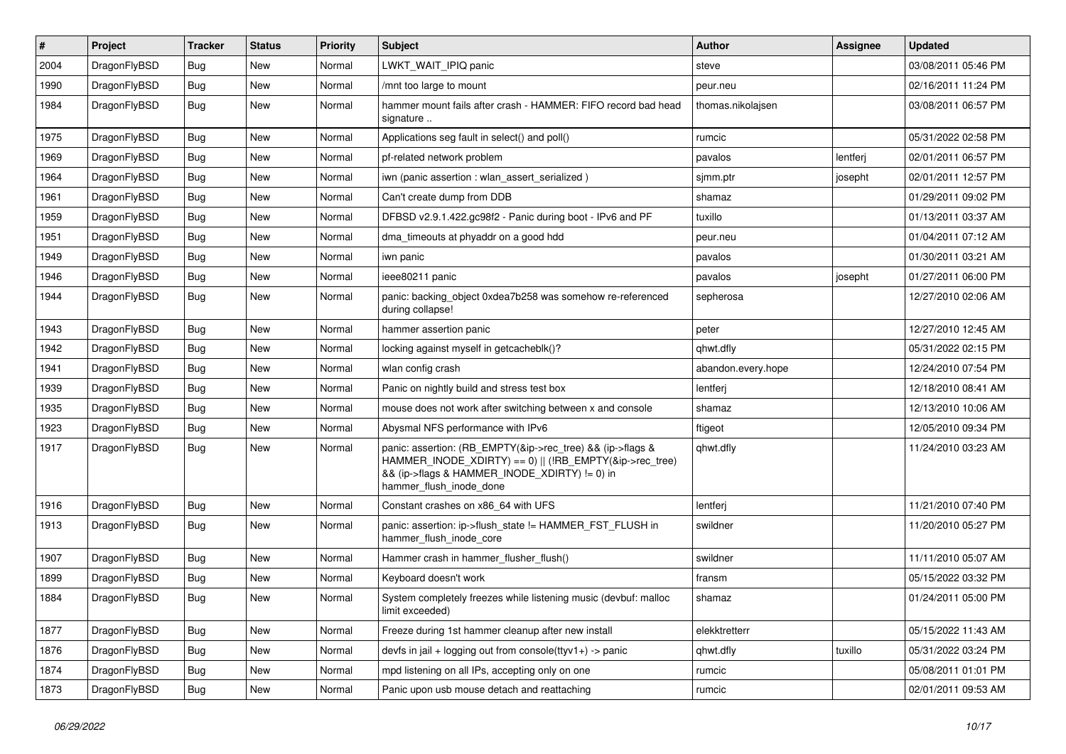| # | Project | Tracker | Status | Priority | Subject | Author | Assignee | Updated |
|---|---|---|---|---|---|---|---|---|
| 2004 | DragonFlyBSD | Bug | New | Normal | LWKT_WAIT_IPIQ panic | steve | | 03/08/2011 05:46 PM |
| 1990 | DragonFlyBSD | Bug | New | Normal | /mnt too large to mount | peur.neu | | 02/16/2011 11:24 PM |
| 1984 | DragonFlyBSD | Bug | New | Normal | hammer mount fails after crash - HAMMER: FIFO record bad head signature .. | thomas.nikolajsen | | 03/08/2011 06:57 PM |
| 1975 | DragonFlyBSD | Bug | New | Normal | Applications seg fault in select() and poll() | rumcic | | 05/31/2022 02:58 PM |
| 1969 | DragonFlyBSD | Bug | New | Normal | pf-related network problem | pavalos | lentferj | 02/01/2011 06:57 PM |
| 1964 | DragonFlyBSD | Bug | New | Normal | iwn (panic assertion : wlan_assert_serialized ) | sjmm.ptr | josepht | 02/01/2011 12:57 PM |
| 1961 | DragonFlyBSD | Bug | New | Normal | Can't create dump from DDB | shamaz | | 01/29/2011 09:02 PM |
| 1959 | DragonFlyBSD | Bug | New | Normal | DFBSD v2.9.1.422.gc98f2 - Panic during boot - IPv6 and PF | tuxillo | | 01/13/2011 03:37 AM |
| 1951 | DragonFlyBSD | Bug | New | Normal | dma_timeouts at phyaddr on a good hdd | peur.neu | | 01/04/2011 07:12 AM |
| 1949 | DragonFlyBSD | Bug | New | Normal | iwn panic | pavalos | | 01/30/2011 03:21 AM |
| 1946 | DragonFlyBSD | Bug | New | Normal | ieee80211 panic | pavalos | josepht | 01/27/2011 06:00 PM |
| 1944 | DragonFlyBSD | Bug | New | Normal | panic: backing_object 0xdea7b258 was somehow re-referenced during collapse! | sepherosa | | 12/27/2010 02:06 AM |
| 1943 | DragonFlyBSD | Bug | New | Normal | hammer assertion panic | peter | | 12/27/2010 12:45 AM |
| 1942 | DragonFlyBSD | Bug | New | Normal | locking against myself in getcacheblk()? | qhwt.dfly | | 05/31/2022 02:15 PM |
| 1941 | DragonFlyBSD | Bug | New | Normal | wlan config crash | abandon.every.hope | | 12/24/2010 07:54 PM |
| 1939 | DragonFlyBSD | Bug | New | Normal | Panic on nightly build and stress test box | lentferj | | 12/18/2010 08:41 AM |
| 1935 | DragonFlyBSD | Bug | New | Normal | mouse does not work after switching between x and console | shamaz | | 12/13/2010 10:06 AM |
| 1923 | DragonFlyBSD | Bug | New | Normal | Abysmal NFS performance with IPv6 | ftigeot | | 12/05/2010 09:34 PM |
| 1917 | DragonFlyBSD | Bug | New | Normal | panic: assertion: (RB_EMPTY(&ip->rec_tree) && (ip->flags & HAMMER_INODE_XDIRTY) == 0) \|\| (!RB_EMPTY(&ip->rec_tree) && (ip->flags & HAMMER_INODE_XDIRTY) != 0) in hammer_flush_inode_done | qhwt.dfly | | 11/24/2010 03:23 AM |
| 1916 | DragonFlyBSD | Bug | New | Normal | Constant crashes on x86_64 with UFS | lentferj | | 11/21/2010 07:40 PM |
| 1913 | DragonFlyBSD | Bug | New | Normal | panic: assertion: ip->flush_state != HAMMER_FST_FLUSH in hammer_flush_inode_core | swildner | | 11/20/2010 05:27 PM |
| 1907 | DragonFlyBSD | Bug | New | Normal | Hammer crash in hammer_flusher_flush() | swildner | | 11/11/2010 05:07 AM |
| 1899 | DragonFlyBSD | Bug | New | Normal | Keyboard doesn't work | fransm | | 05/15/2022 03:32 PM |
| 1884 | DragonFlyBSD | Bug | New | Normal | System completely freezes while listening music (devbuf: malloc limit exceeded) | shamaz | | 01/24/2011 05:00 PM |
| 1877 | DragonFlyBSD | Bug | New | Normal | Freeze during 1st hammer cleanup after new install | elekktretterr | | 05/15/2022 11:43 AM |
| 1876 | DragonFlyBSD | Bug | New | Normal | devfs in jail + logging out from console(ttyv1+) -> panic | qhwt.dfly | tuxillo | 05/31/2022 03:24 PM |
| 1874 | DragonFlyBSD | Bug | New | Normal | mpd listening on all IPs, accepting only on one | rumcic | | 05/08/2011 01:01 PM |
| 1873 | DragonFlyBSD | Bug | New | Normal | Panic upon usb mouse detach and reattaching | rumcic | | 02/01/2011 09:53 AM |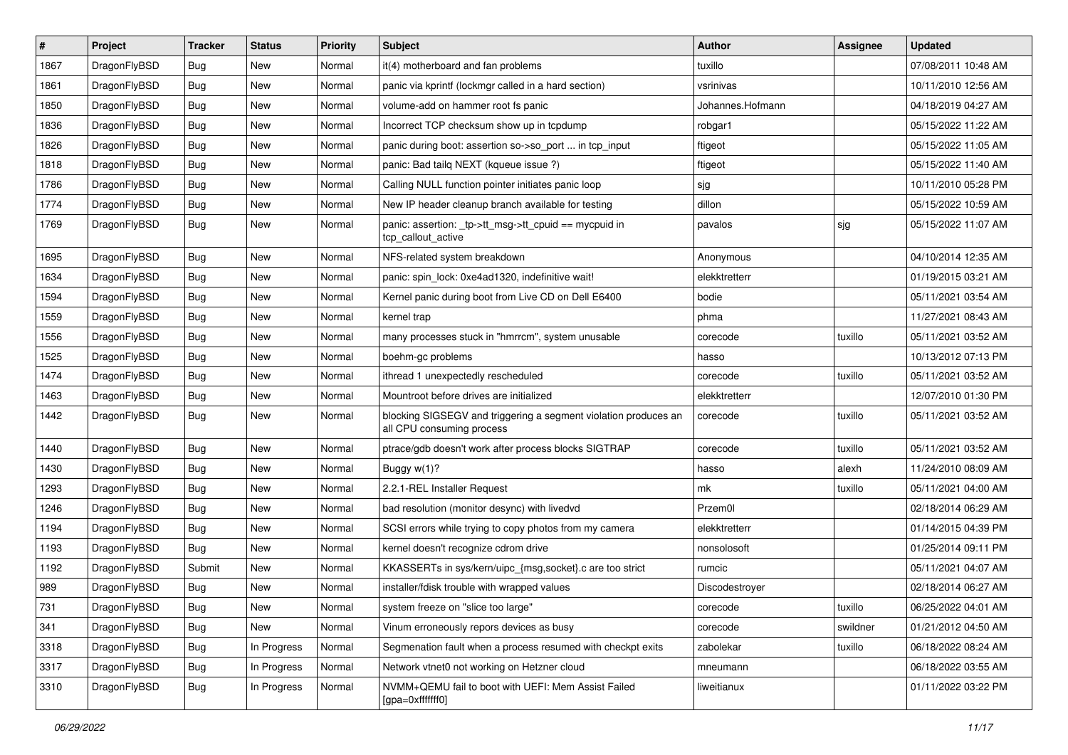| # | Project | Tracker | Status | Priority | Subject | Author | Assignee | Updated |
|---|---|---|---|---|---|---|---|---|
| 1867 | DragonFlyBSD | Bug | New | Normal | it(4) motherboard and fan problems | tuxillo | | 07/08/2011 10:48 AM |
| 1861 | DragonFlyBSD | Bug | New | Normal | panic via kprintf (lockmgr called in a hard section) | vsrinivas | | 10/11/2010 12:56 AM |
| 1850 | DragonFlyBSD | Bug | New | Normal | volume-add on hammer root fs panic | Johannes.Hofmann | | 04/18/2019 04:27 AM |
| 1836 | DragonFlyBSD | Bug | New | Normal | Incorrect TCP checksum show up in tcpdump | robgar1 | | 05/15/2022 11:22 AM |
| 1826 | DragonFlyBSD | Bug | New | Normal | panic during boot: assertion so->so_port ... in tcp_input | ftigeot | | 05/15/2022 11:05 AM |
| 1818 | DragonFlyBSD | Bug | New | Normal | panic: Bad tailq NEXT (kqueue issue ?) | ftigeot | | 05/15/2022 11:40 AM |
| 1786 | DragonFlyBSD | Bug | New | Normal | Calling NULL function pointer initiates panic loop | sjg | | 10/11/2010 05:28 PM |
| 1774 | DragonFlyBSD | Bug | New | Normal | New IP header cleanup branch available for testing | dillon | | 05/15/2022 10:59 AM |
| 1769 | DragonFlyBSD | Bug | New | Normal | panic: assertion: _tp->tt_msg->tt_cpuid == mycpuid in tcp_callout_active | pavalos | sjg | 05/15/2022 11:07 AM |
| 1695 | DragonFlyBSD | Bug | New | Normal | NFS-related system breakdown | Anonymous | | 04/10/2014 12:35 AM |
| 1634 | DragonFlyBSD | Bug | New | Normal | panic: spin_lock: 0xe4ad1320, indefinitive wait! | elekktretterr | | 01/19/2015 03:21 AM |
| 1594 | DragonFlyBSD | Bug | New | Normal | Kernel panic during boot from Live CD on Dell E6400 | bodie | | 05/11/2021 03:54 AM |
| 1559 | DragonFlyBSD | Bug | New | Normal | kernel trap | phma | | 11/27/2021 08:43 AM |
| 1556 | DragonFlyBSD | Bug | New | Normal | many processes stuck in "hmrrcm", system unusable | corecode | tuxillo | 05/11/2021 03:52 AM |
| 1525 | DragonFlyBSD | Bug | New | Normal | boehm-gc problems | hasso | | 10/13/2012 07:13 PM |
| 1474 | DragonFlyBSD | Bug | New | Normal | ithread 1 unexpectedly rescheduled | corecode | tuxillo | 05/11/2021 03:52 AM |
| 1463 | DragonFlyBSD | Bug | New | Normal | Mountroot before drives are initialized | elekktretterr | | 12/07/2010 01:30 PM |
| 1442 | DragonFlyBSD | Bug | New | Normal | blocking SIGSEGV and triggering a segment violation produces an all CPU consuming process | corecode | tuxillo | 05/11/2021 03:52 AM |
| 1440 | DragonFlyBSD | Bug | New | Normal | ptrace/gdb doesn't work after process blocks SIGTRAP | corecode | tuxillo | 05/11/2021 03:52 AM |
| 1430 | DragonFlyBSD | Bug | New | Normal | Buggy w(1)? | hasso | alexh | 11/24/2010 08:09 AM |
| 1293 | DragonFlyBSD | Bug | New | Normal | 2.2.1-REL Installer Request | mk | tuxillo | 05/11/2021 04:00 AM |
| 1246 | DragonFlyBSD | Bug | New | Normal | bad resolution (monitor desync) with livedvd | Przem0l | | 02/18/2014 06:29 AM |
| 1194 | DragonFlyBSD | Bug | New | Normal | SCSI errors while trying to copy photos from my camera | elekktretterr | | 01/14/2015 04:39 PM |
| 1193 | DragonFlyBSD | Bug | New | Normal | kernel doesn't recognize cdrom drive | nonsolosoft | | 01/25/2014 09:11 PM |
| 1192 | DragonFlyBSD | Submit | New | Normal | KKASSERTs in sys/kern/uipc_{msg,socket}.c are too strict | rumcic | | 05/11/2021 04:07 AM |
| 989 | DragonFlyBSD | Bug | New | Normal | installer/fdisk trouble with wrapped values | Discodestroyer | | 02/18/2014 06:27 AM |
| 731 | DragonFlyBSD | Bug | New | Normal | system freeze on "slice too large" | corecode | tuxillo | 06/25/2022 04:01 AM |
| 341 | DragonFlyBSD | Bug | New | Normal | Vinum erroneously repors devices as busy | corecode | swildner | 01/21/2012 04:50 AM |
| 3318 | DragonFlyBSD | Bug | In Progress | Normal | Segmenation fault when a process resumed with checkpt exits | zabolekar | tuxillo | 06/18/2022 08:24 AM |
| 3317 | DragonFlyBSD | Bug | In Progress | Normal | Network vtnet0 not working on Hetzner cloud | mneumann | | 06/18/2022 03:55 AM |
| 3310 | DragonFlyBSD | Bug | In Progress | Normal | NVMM+QEMU fail to boot with UEFI: Mem Assist Failed [gpa=0xfffffff0] | liweitianux | | 01/11/2022 03:22 PM |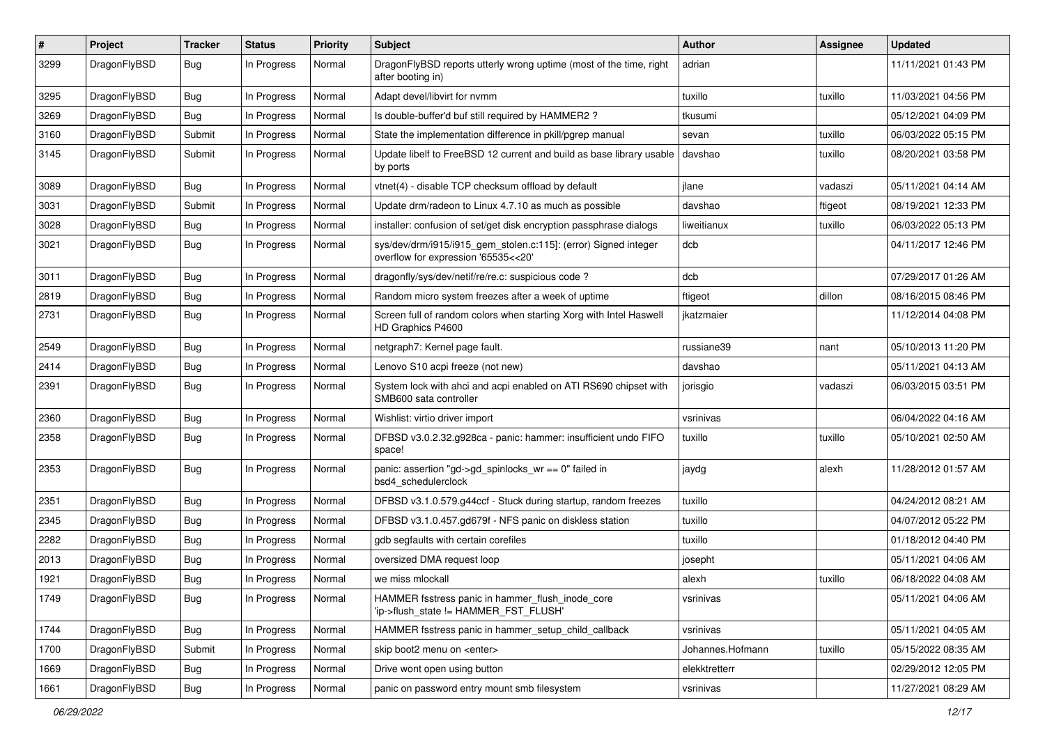| # | Project | Tracker | Status | Priority | Subject | Author | Assignee | Updated |
|---|---|---|---|---|---|---|---|---|
| 3299 | DragonFlyBSD | Bug | In Progress | Normal | DragonFlyBSD reports utterly wrong uptime (most of the time, right after booting in) | adrian | | 11/11/2021 01:43 PM |
| 3295 | DragonFlyBSD | Bug | In Progress | Normal | Adapt devel/libvirt for nvmm | tuxillo | tuxillo | 11/03/2021 04:56 PM |
| 3269 | DragonFlyBSD | Bug | In Progress | Normal | Is double-buffer'd buf still required by HAMMER2 ? | tkusumi | | 05/12/2021 04:09 PM |
| 3160 | DragonFlyBSD | Submit | In Progress | Normal | State the implementation difference in pkill/pgrep manual | sevan | tuxillo | 06/03/2022 05:15 PM |
| 3145 | DragonFlyBSD | Submit | In Progress | Normal | Update libelf to FreeBSD 12 current and build as base library usable by ports | davshao | tuxillo | 08/20/2021 03:58 PM |
| 3089 | DragonFlyBSD | Bug | In Progress | Normal | vtnet(4) - disable TCP checksum offload by default | jlane | vadaszi | 05/11/2021 04:14 AM |
| 3031 | DragonFlyBSD | Submit | In Progress | Normal | Update drm/radeon to Linux 4.7.10 as much as possible | davshao | ftigeot | 08/19/2021 12:33 PM |
| 3028 | DragonFlyBSD | Bug | In Progress | Normal | installer: confusion of set/get disk encryption passphrase dialogs | liweitianux | tuxillo | 06/03/2022 05:13 PM |
| 3021 | DragonFlyBSD | Bug | In Progress | Normal | sys/dev/drm/i915/i915_gem_stolen.c:115]: (error) Signed integer overflow for expression '65535<<20' | dcb | | 04/11/2017 12:46 PM |
| 3011 | DragonFlyBSD | Bug | In Progress | Normal | dragonfly/sys/dev/netif/re/re.c: suspicious code ? | dcb | | 07/29/2017 01:26 AM |
| 2819 | DragonFlyBSD | Bug | In Progress | Normal | Random micro system freezes after a week of uptime | ftigeot | dillon | 08/16/2015 08:46 PM |
| 2731 | DragonFlyBSD | Bug | In Progress | Normal | Screen full of random colors when starting Xorg with Intel Haswell HD Graphics P4600 | jkatzmaier | | 11/12/2014 04:08 PM |
| 2549 | DragonFlyBSD | Bug | In Progress | Normal | netgraph7: Kernel page fault. | russiane39 | nant | 05/10/2013 11:20 PM |
| 2414 | DragonFlyBSD | Bug | In Progress | Normal | Lenovo S10 acpi freeze (not new) | davshao | | 05/11/2021 04:13 AM |
| 2391 | DragonFlyBSD | Bug | In Progress | Normal | System lock with ahci and acpi enabled on ATI RS690 chipset with SMB600 sata controller | jorisgio | vadaszi | 06/03/2015 03:51 PM |
| 2360 | DragonFlyBSD | Bug | In Progress | Normal | Wishlist: virtio driver import | vsrinivas | | 06/04/2022 04:16 AM |
| 2358 | DragonFlyBSD | Bug | In Progress | Normal | DFBSD v3.0.2.32.g928ca - panic: hammer: insufficient undo FIFO space! | tuxillo | tuxillo | 05/10/2021 02:50 AM |
| 2353 | DragonFlyBSD | Bug | In Progress | Normal | panic: assertion "gd->gd_spinlocks_wr == 0" failed in bsd4_schedulerclock | jaydg | alexh | 11/28/2012 01:57 AM |
| 2351 | DragonFlyBSD | Bug | In Progress | Normal | DFBSD v3.1.0.579.g44ccf - Stuck during startup, random freezes | tuxillo | | 04/24/2012 08:21 AM |
| 2345 | DragonFlyBSD | Bug | In Progress | Normal | DFBSD v3.1.0.457.gd679f - NFS panic on diskless station | tuxillo | | 04/07/2012 05:22 PM |
| 2282 | DragonFlyBSD | Bug | In Progress | Normal | gdb segfaults with certain corefiles | tuxillo | | 01/18/2012 04:40 PM |
| 2013 | DragonFlyBSD | Bug | In Progress | Normal | oversized DMA request loop | josepht | | 05/11/2021 04:06 AM |
| 1921 | DragonFlyBSD | Bug | In Progress | Normal | we miss mlockall | alexh | tuxillo | 06/18/2022 04:08 AM |
| 1749 | DragonFlyBSD | Bug | In Progress | Normal | HAMMER fsstress panic in hammer_flush_inode_core 'ip->flush_state != HAMMER_FST_FLUSH' | vsrinivas | | 05/11/2021 04:06 AM |
| 1744 | DragonFlyBSD | Bug | In Progress | Normal | HAMMER fsstress panic in hammer_setup_child_callback | vsrinivas | | 05/11/2021 04:05 AM |
| 1700 | DragonFlyBSD | Submit | In Progress | Normal | skip boot2 menu on <enter> | Johannes.Hofmann | tuxillo | 05/15/2022 08:35 AM |
| 1669 | DragonFlyBSD | Bug | In Progress | Normal | Drive wont open using button | elekktretterr | | 02/29/2012 12:05 PM |
| 1661 | DragonFlyBSD | Bug | In Progress | Normal | panic on password entry mount smb filesystem | vsrinivas | | 11/27/2021 08:29 AM |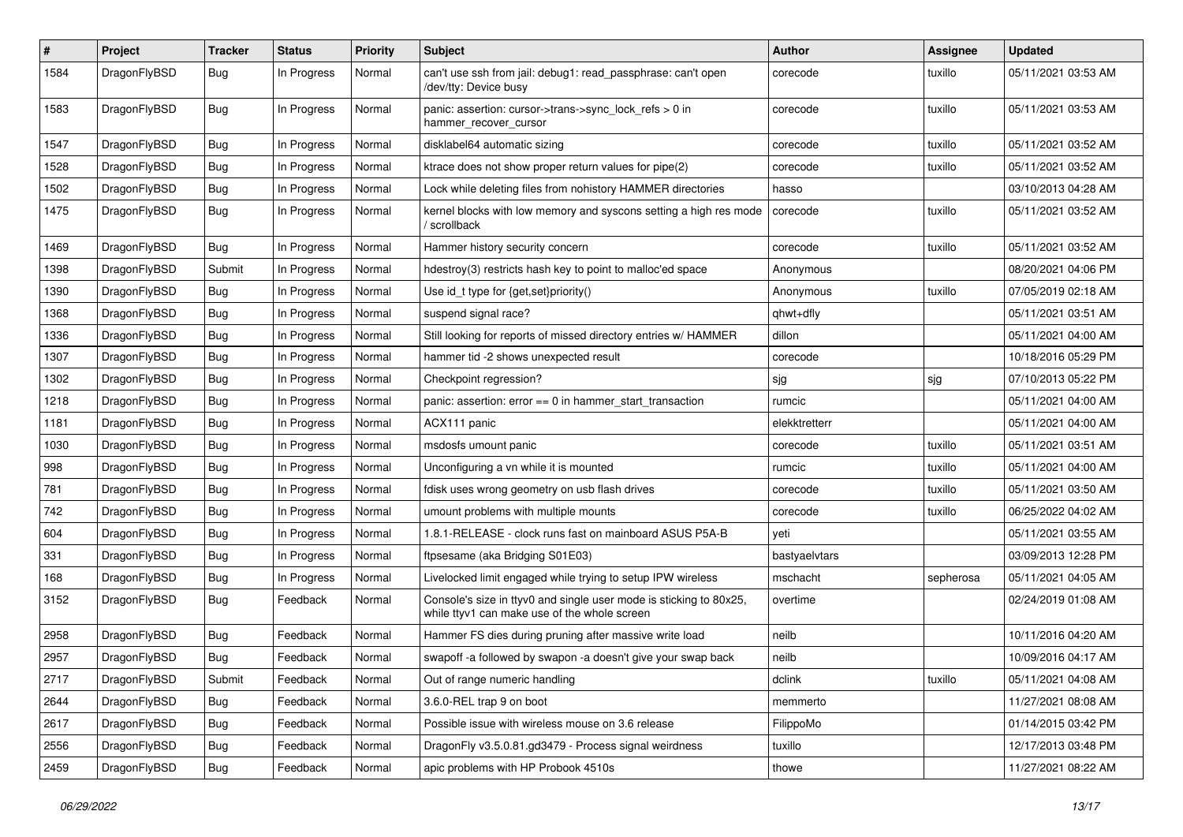| # | Project | Tracker | Status | Priority | Subject | Author | Assignee | Updated |
|---|---|---|---|---|---|---|---|---|
| 1584 | DragonFlyBSD | Bug | In Progress | Normal | can't use ssh from jail: debug1: read_passphrase: can't open /dev/tty: Device busy | corecode | tuxillo | 05/11/2021 03:53 AM |
| 1583 | DragonFlyBSD | Bug | In Progress | Normal | panic: assertion: cursor->trans->sync_lock_refs > 0 in hammer_recover_cursor | corecode | tuxillo | 05/11/2021 03:53 AM |
| 1547 | DragonFlyBSD | Bug | In Progress | Normal | disklabel64 automatic sizing | corecode | tuxillo | 05/11/2021 03:52 AM |
| 1528 | DragonFlyBSD | Bug | In Progress | Normal | ktrace does not show proper return values for pipe(2) | corecode | tuxillo | 05/11/2021 03:52 AM |
| 1502 | DragonFlyBSD | Bug | In Progress | Normal | Lock while deleting files from nohistory HAMMER directories | hasso | | 03/10/2013 04:28 AM |
| 1475 | DragonFlyBSD | Bug | In Progress | Normal | kernel blocks with low memory and syscons setting a high res mode / scrollback | corecode | tuxillo | 05/11/2021 03:52 AM |
| 1469 | DragonFlyBSD | Bug | In Progress | Normal | Hammer history security concern | corecode | tuxillo | 05/11/2021 03:52 AM |
| 1398 | DragonFlyBSD | Submit | In Progress | Normal | hdestroy(3) restricts hash key to point to malloc'ed space | Anonymous | | 08/20/2021 04:06 PM |
| 1390 | DragonFlyBSD | Bug | In Progress | Normal | Use id_t type for {get,set}priority() | Anonymous | tuxillo | 07/05/2019 02:18 AM |
| 1368 | DragonFlyBSD | Bug | In Progress | Normal | suspend signal race? | qhwt+dfly | | 05/11/2021 03:51 AM |
| 1336 | DragonFlyBSD | Bug | In Progress | Normal | Still looking for reports of missed directory entries w/ HAMMER | dillon | | 05/11/2021 04:00 AM |
| 1307 | DragonFlyBSD | Bug | In Progress | Normal | hammer tid -2 shows unexpected result | corecode | | 10/18/2016 05:29 PM |
| 1302 | DragonFlyBSD | Bug | In Progress | Normal | Checkpoint regression? | sjg | sjg | 07/10/2013 05:22 PM |
| 1218 | DragonFlyBSD | Bug | In Progress | Normal | panic: assertion: error == 0 in hammer_start_transaction | rumcic | | 05/11/2021 04:00 AM |
| 1181 | DragonFlyBSD | Bug | In Progress | Normal | ACX111 panic | elekktretterr | | 05/11/2021 04:00 AM |
| 1030 | DragonFlyBSD | Bug | In Progress | Normal | msdosfs umount panic | corecode | tuxillo | 05/11/2021 03:51 AM |
| 998 | DragonFlyBSD | Bug | In Progress | Normal | Unconfiguring a vn while it is mounted | rumcic | tuxillo | 05/11/2021 04:00 AM |
| 781 | DragonFlyBSD | Bug | In Progress | Normal | fdisk uses wrong geometry on usb flash drives | corecode | tuxillo | 05/11/2021 03:50 AM |
| 742 | DragonFlyBSD | Bug | In Progress | Normal | umount problems with multiple mounts | corecode | tuxillo | 06/25/2022 04:02 AM |
| 604 | DragonFlyBSD | Bug | In Progress | Normal | 1.8.1-RELEASE - clock runs fast on mainboard ASUS P5A-B | yeti | | 05/11/2021 03:55 AM |
| 331 | DragonFlyBSD | Bug | In Progress | Normal | ftpsesame (aka Bridging S01E03) | bastyaelvtars | | 03/09/2013 12:28 PM |
| 168 | DragonFlyBSD | Bug | In Progress | Normal | Livelocked limit engaged while trying to setup IPW wireless | mschacht | sepherosa | 05/11/2021 04:05 AM |
| 3152 | DragonFlyBSD | Bug | Feedback | Normal | Console's size in ttyv0 and single user mode is sticking to 80x25, while ttyv1 can make use of the whole screen | overtime | | 02/24/2019 01:08 AM |
| 2958 | DragonFlyBSD | Bug | Feedback | Normal | Hammer FS dies during pruning after massive write load | neilb | | 10/11/2016 04:20 AM |
| 2957 | DragonFlyBSD | Bug | Feedback | Normal | swapoff -a followed by swapon -a doesn't give your swap back | neilb | | 10/09/2016 04:17 AM |
| 2717 | DragonFlyBSD | Submit | Feedback | Normal | Out of range numeric handling | dclink | tuxillo | 05/11/2021 04:08 AM |
| 2644 | DragonFlyBSD | Bug | Feedback | Normal | 3.6.0-REL trap 9 on boot | memmerto | | 11/27/2021 08:08 AM |
| 2617 | DragonFlyBSD | Bug | Feedback | Normal | Possible issue with wireless mouse on 3.6 release | FilippoMo | | 01/14/2015 03:42 PM |
| 2556 | DragonFlyBSD | Bug | Feedback | Normal | DragonFly v3.5.0.81.gd3479 - Process signal weirdness | tuxillo | | 12/17/2013 03:48 PM |
| 2459 | DragonFlyBSD | Bug | Feedback | Normal | apic problems with HP Probook 4510s | thowe | | 11/27/2021 08:22 AM |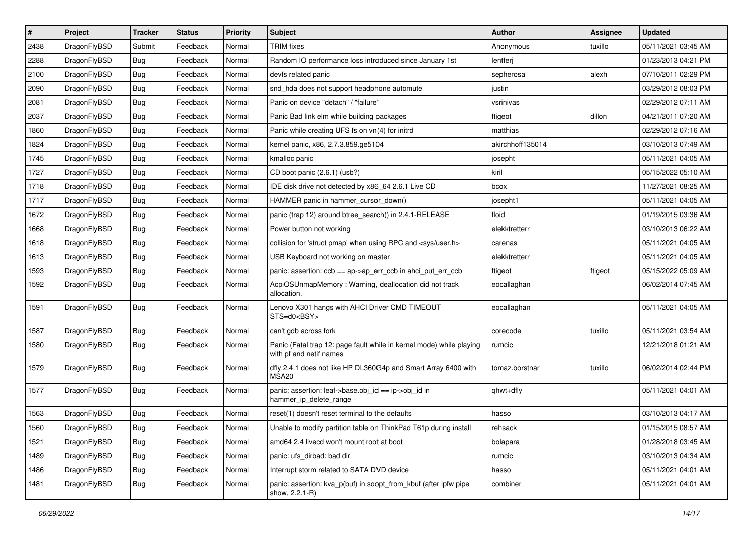| # | Project | Tracker | Status | Priority | Subject | Author | Assignee | Updated |
|---|---|---|---|---|---|---|---|---|
| 2438 | DragonFlyBSD | Submit | Feedback | Normal | TRIM fixes | Anonymous | tuxillo | 05/11/2021 03:45 AM |
| 2288 | DragonFlyBSD | Bug | Feedback | Normal | Random IO performance loss introduced since January 1st | lentferj | | 01/23/2013 04:21 PM |
| 2100 | DragonFlyBSD | Bug | Feedback | Normal | devfs related panic | sepherosa | alexh | 07/10/2011 02:29 PM |
| 2090 | DragonFlyBSD | Bug | Feedback | Normal | snd_hda does not support headphone automute | justin | | 03/29/2012 08:03 PM |
| 2081 | DragonFlyBSD | Bug | Feedback | Normal | Panic on device "detach" / "failure" | vsrinivas | | 02/29/2012 07:11 AM |
| 2037 | DragonFlyBSD | Bug | Feedback | Normal | Panic Bad link elm while building packages | ftigeot | dillon | 04/21/2011 07:20 AM |
| 1860 | DragonFlyBSD | Bug | Feedback | Normal | Panic while creating UFS fs on vn(4) for initrd | matthias | | 02/29/2012 07:16 AM |
| 1824 | DragonFlyBSD | Bug | Feedback | Normal | kernel panic, x86, 2.7.3.859.ge5104 | akirchhoff135014 | | 03/10/2013 07:49 AM |
| 1745 | DragonFlyBSD | Bug | Feedback | Normal | kmalloc panic | josepht | | 05/11/2021 04:05 AM |
| 1727 | DragonFlyBSD | Bug | Feedback | Normal | CD boot panic (2.6.1) (usb?) | kiril | | 05/15/2022 05:10 AM |
| 1718 | DragonFlyBSD | Bug | Feedback | Normal | IDE disk drive not detected by x86_64 2.6.1 Live CD | bcox | | 11/27/2021 08:25 AM |
| 1717 | DragonFlyBSD | Bug | Feedback | Normal | HAMMER panic in hammer_cursor_down() | josepht1 | | 05/11/2021 04:05 AM |
| 1672 | DragonFlyBSD | Bug | Feedback | Normal | panic (trap 12) around btree_search() in 2.4.1-RELEASE | floid | | 01/19/2015 03:36 AM |
| 1668 | DragonFlyBSD | Bug | Feedback | Normal | Power button not working | elekktretterr | | 03/10/2013 06:22 AM |
| 1618 | DragonFlyBSD | Bug | Feedback | Normal | collision for 'struct pmap' when using RPC and <sys/user.h> | carenas | | 05/11/2021 04:05 AM |
| 1613 | DragonFlyBSD | Bug | Feedback | Normal | USB Keyboard not working on master | elekktretterr | | 05/11/2021 04:05 AM |
| 1593 | DragonFlyBSD | Bug | Feedback | Normal | panic: assertion: ccb == ap->ap_err_ccb in ahci_put_err_ccb | ftigeot | ftigeot | 05/15/2022 05:09 AM |
| 1592 | DragonFlyBSD | Bug | Feedback | Normal | AcpiOSUnmapMemory : Warning, deallocation did not track allocation. | eocallaghan | | 06/02/2014 07:45 AM |
| 1591 | DragonFlyBSD | Bug | Feedback | Normal | Lenovo X301 hangs with AHCI Driver CMD TIMEOUT STS=d0<BSY> | eocallaghan | | 05/11/2021 04:05 AM |
| 1587 | DragonFlyBSD | Bug | Feedback | Normal | can't gdb across fork | corecode | tuxillo | 05/11/2021 03:54 AM |
| 1580 | DragonFlyBSD | Bug | Feedback | Normal | Panic (Fatal trap 12: page fault while in kernel mode) while playing with pf and netif names | rumcic | | 12/21/2018 01:21 AM |
| 1579 | DragonFlyBSD | Bug | Feedback | Normal | dfly 2.4.1 does not like HP DL360G4p and Smart Array 6400 with MSA20 | tomaz.borstnar | tuxillo | 06/02/2014 02:44 PM |
| 1577 | DragonFlyBSD | Bug | Feedback | Normal | panic: assertion: leaf->base.obj_id == ip->obj_id in hammer_ip_delete_range | qhwt+dfly | | 05/11/2021 04:01 AM |
| 1563 | DragonFlyBSD | Bug | Feedback | Normal | reset(1) doesn't reset terminal to the defaults | hasso | | 03/10/2013 04:17 AM |
| 1560 | DragonFlyBSD | Bug | Feedback | Normal | Unable to modify partition table on ThinkPad T61p during install | rehsack | | 01/15/2015 08:57 AM |
| 1521 | DragonFlyBSD | Bug | Feedback | Normal | amd64 2.4 livecd won't mount root at boot | bolapara | | 01/28/2018 03:45 AM |
| 1489 | DragonFlyBSD | Bug | Feedback | Normal | panic: ufs_dirbad: bad dir | rumcic | | 03/10/2013 04:34 AM |
| 1486 | DragonFlyBSD | Bug | Feedback | Normal | Interrupt storm related to SATA DVD device | hasso | | 05/11/2021 04:01 AM |
| 1481 | DragonFlyBSD | Bug | Feedback | Normal | panic: assertion: kva_p(buf) in soopt_from_kbuf (after ipfw pipe show, 2.2.1-R) | combiner | | 05/11/2021 04:01 AM |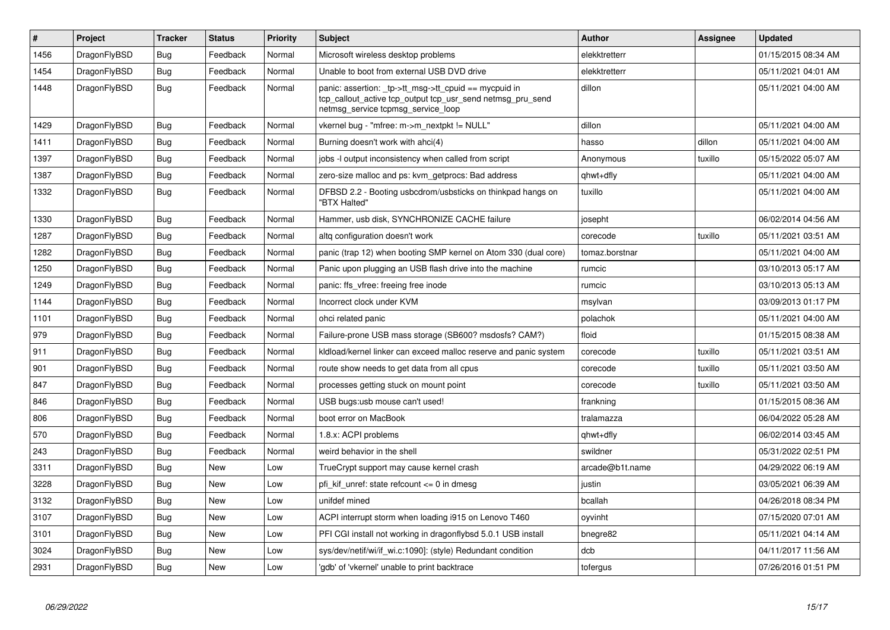| # | Project | Tracker | Status | Priority | Subject | Author | Assignee | Updated |
|---|---|---|---|---|---|---|---|---|
| 1456 | DragonFlyBSD | Bug | Feedback | Normal | Microsoft wireless desktop problems | elekktretterr | | 01/15/2015 08:34 AM |
| 1454 | DragonFlyBSD | Bug | Feedback | Normal | Unable to boot from external USB DVD drive | elekktretterr | | 05/11/2021 04:01 AM |
| 1448 | DragonFlyBSD | Bug | Feedback | Normal | panic: assertion: _tp->tt_msg->tt_cpuid == mycpuid in tcp_callout_active tcp_output tcp_usr_send netmsg_pru_send netmsg_service tcpmsg_service_loop | dillon | | 05/11/2021 04:00 AM |
| 1429 | DragonFlyBSD | Bug | Feedback | Normal | vkernel bug - "mfree: m->m_nextpkt != NULL" | dillon | | 05/11/2021 04:00 AM |
| 1411 | DragonFlyBSD | Bug | Feedback | Normal | Burning doesn't work with ahci(4) | hasso | dillon | 05/11/2021 04:00 AM |
| 1397 | DragonFlyBSD | Bug | Feedback | Normal | jobs -l output inconsistency when called from script | Anonymous | tuxillo | 05/15/2022 05:07 AM |
| 1387 | DragonFlyBSD | Bug | Feedback | Normal | zero-size malloc and ps: kvm_getprocs: Bad address | qhwt+dfly | | 05/11/2021 04:00 AM |
| 1332 | DragonFlyBSD | Bug | Feedback | Normal | DFBSD 2.2 - Booting usbcdrom/usbsticks on thinkpad hangs on "BTX Halted" | tuxillo | | 05/11/2021 04:00 AM |
| 1330 | DragonFlyBSD | Bug | Feedback | Normal | Hammer, usb disk, SYNCHRONIZE CACHE failure | josepht | | 06/02/2014 04:56 AM |
| 1287 | DragonFlyBSD | Bug | Feedback | Normal | altq configuration doesn't work | corecode | tuxillo | 05/11/2021 03:51 AM |
| 1282 | DragonFlyBSD | Bug | Feedback | Normal | panic (trap 12) when booting SMP kernel on Atom 330 (dual core) | tomaz.borstnar | | 05/11/2021 04:00 AM |
| 1250 | DragonFlyBSD | Bug | Feedback | Normal | Panic upon plugging an USB flash drive into the machine | rumcic | | 03/10/2013 05:17 AM |
| 1249 | DragonFlyBSD | Bug | Feedback | Normal | panic: ffs_vfree: freeing free inode | rumcic | | 03/10/2013 05:13 AM |
| 1144 | DragonFlyBSD | Bug | Feedback | Normal | Incorrect clock under KVM | msylvan | | 03/09/2013 01:17 PM |
| 1101 | DragonFlyBSD | Bug | Feedback | Normal | ohci related panic | polachok | | 05/11/2021 04:00 AM |
| 979 | DragonFlyBSD | Bug | Feedback | Normal | Failure-prone USB mass storage (SB600? msdosfs? CAM?) | floid | | 01/15/2015 08:38 AM |
| 911 | DragonFlyBSD | Bug | Feedback | Normal | kldload/kernel linker can exceed malloc reserve and panic system | corecode | tuxillo | 05/11/2021 03:51 AM |
| 901 | DragonFlyBSD | Bug | Feedback | Normal | route show needs to get data from all cpus | corecode | tuxillo | 05/11/2021 03:50 AM |
| 847 | DragonFlyBSD | Bug | Feedback | Normal | processes getting stuck on mount point | corecode | tuxillo | 05/11/2021 03:50 AM |
| 846 | DragonFlyBSD | Bug | Feedback | Normal | USB bugs:usb mouse can't used! | frankning | | 01/15/2015 08:36 AM |
| 806 | DragonFlyBSD | Bug | Feedback | Normal | boot error on MacBook | tralamazza | | 06/04/2022 05:28 AM |
| 570 | DragonFlyBSD | Bug | Feedback | Normal | 1.8.x: ACPI problems | qhwt+dfly | | 06/02/2014 03:45 AM |
| 243 | DragonFlyBSD | Bug | Feedback | Normal | weird behavior in the shell | swildner | | 05/31/2022 02:51 PM |
| 3311 | DragonFlyBSD | Bug | New | Low | TrueCrypt support may cause kernel crash | arcade@b1t.name | | 04/29/2022 06:19 AM |
| 3228 | DragonFlyBSD | Bug | New | Low | pfi_kif_unref: state refcount <= 0 in dmesg | justin | | 03/05/2021 06:39 AM |
| 3132 | DragonFlyBSD | Bug | New | Low | unifdef mined | bcallah | | 04/26/2018 08:34 PM |
| 3107 | DragonFlyBSD | Bug | New | Low | ACPI interrupt storm when loading i915 on Lenovo T460 | oyvinht | | 07/15/2020 07:01 AM |
| 3101 | DragonFlyBSD | Bug | New | Low | PFI CGI install not working in dragonflybsd 5.0.1 USB install | bnegre82 | | 05/11/2021 04:14 AM |
| 3024 | DragonFlyBSD | Bug | New | Low | sys/dev/netif/wi/if_wi.c:1090]: (style) Redundant condition | dcb | | 04/11/2017 11:56 AM |
| 2931 | DragonFlyBSD | Bug | New | Low | 'gdb' of 'vkernel' unable to print backtrace | tofergus | | 07/26/2016 01:51 PM |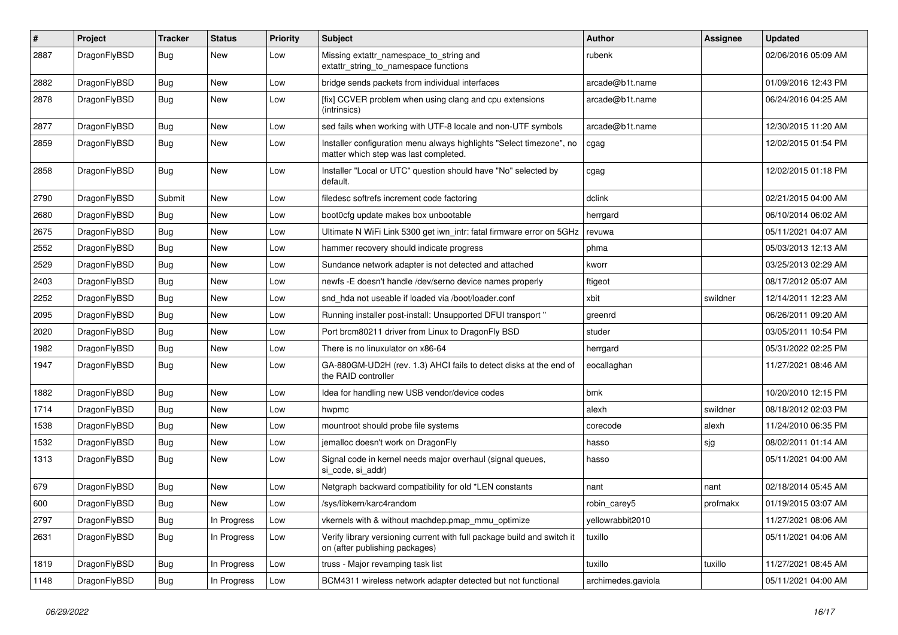| # | Project | Tracker | Status | Priority | Subject | Author | Assignee | Updated |
|---|---|---|---|---|---|---|---|---|
| 2887 | DragonFlyBSD | Bug | New | Low | Missing extattr_namespace_to_string and extattr_string_to_namespace functions | rubenk | | 02/06/2016 05:09 AM |
| 2882 | DragonFlyBSD | Bug | New | Low | bridge sends packets from individual interfaces | arcade@b1t.name | | 01/09/2016 12:43 PM |
| 2878 | DragonFlyBSD | Bug | New | Low | [fix] CCVER problem when using clang and cpu extensions (intrinsics) | arcade@b1t.name | | 06/24/2016 04:25 AM |
| 2877 | DragonFlyBSD | Bug | New | Low | sed fails when working with UTF-8 locale and non-UTF symbols | arcade@b1t.name | | 12/30/2015 11:20 AM |
| 2859 | DragonFlyBSD | Bug | New | Low | Installer configuration menu always highlights "Select timezone", no matter which step was last completed. | cgag | | 12/02/2015 01:54 PM |
| 2858 | DragonFlyBSD | Bug | New | Low | Installer "Local or UTC" question should have "No" selected by default. | cgag | | 12/02/2015 01:18 PM |
| 2790 | DragonFlyBSD | Submit | New | Low | filedesc softrefs increment code factoring | dclink | | 02/21/2015 04:00 AM |
| 2680 | DragonFlyBSD | Bug | New | Low | boot0cfg update makes box unbootable | herrgard | | 06/10/2014 06:02 AM |
| 2675 | DragonFlyBSD | Bug | New | Low | Ultimate N WiFi Link 5300 get iwn_intr: fatal firmware error on 5GHz | revuwa | | 05/11/2021 04:07 AM |
| 2552 | DragonFlyBSD | Bug | New | Low | hammer recovery should indicate progress | phma | | 05/03/2013 12:13 AM |
| 2529 | DragonFlyBSD | Bug | New | Low | Sundance network adapter is not detected and attached | kworr | | 03/25/2013 02:29 AM |
| 2403 | DragonFlyBSD | Bug | New | Low | newfs -E doesn't handle /dev/serno device names properly | ftigeot | | 08/17/2012 05:07 AM |
| 2252 | DragonFlyBSD | Bug | New | Low | snd_hda not useable if loaded via /boot/loader.conf | xbit | swildner | 12/14/2011 12:23 AM |
| 2095 | DragonFlyBSD | Bug | New | Low | Running installer post-install: Unsupported DFUI transport " | greenrd | | 06/26/2011 09:20 AM |
| 2020 | DragonFlyBSD | Bug | New | Low | Port brcm80211 driver from Linux to DragonFly BSD | studer | | 03/05/2011 10:54 PM |
| 1982 | DragonFlyBSD | Bug | New | Low | There is no linuxulator on x86-64 | herrgard | | 05/31/2022 02:25 PM |
| 1947 | DragonFlyBSD | Bug | New | Low | GA-880GM-UD2H (rev. 1.3) AHCI fails to detect disks at the end of the RAID controller | eocallaghan | | 11/27/2021 08:46 AM |
| 1882 | DragonFlyBSD | Bug | New | Low | Idea for handling new USB vendor/device codes | bmk | | 10/20/2010 12:15 PM |
| 1714 | DragonFlyBSD | Bug | New | Low | hwpmc | alexh | swildner | 08/18/2012 02:03 PM |
| 1538 | DragonFlyBSD | Bug | New | Low | mountroot should probe file systems | corecode | alexh | 11/24/2010 06:35 PM |
| 1532 | DragonFlyBSD | Bug | New | Low | jemalloc doesn't work on DragonFly | hasso | sjg | 08/02/2011 01:14 AM |
| 1313 | DragonFlyBSD | Bug | New | Low | Signal code in kernel needs major overhaul (signal queues, si_code, si_addr) | hasso | | 05/11/2021 04:00 AM |
| 679 | DragonFlyBSD | Bug | New | Low | Netgraph backward compatibility for old *LEN constants | nant | nant | 02/18/2014 05:45 AM |
| 600 | DragonFlyBSD | Bug | New | Low | /sys/libkern/karc4random | robin_carey5 | profmakx | 01/19/2015 03:07 AM |
| 2797 | DragonFlyBSD | Bug | In Progress | Low | vkernels with & without machdep.pmap_mmu_optimize | yellowrabbit2010 | | 11/27/2021 08:06 AM |
| 2631 | DragonFlyBSD | Bug | In Progress | Low | Verify library versioning current with full package build and switch it on (after publishing packages) | tuxillo | | 05/11/2021 04:06 AM |
| 1819 | DragonFlyBSD | Bug | In Progress | Low | truss - Major revamping task list | tuxillo | tuxillo | 11/27/2021 08:45 AM |
| 1148 | DragonFlyBSD | Bug | In Progress | Low | BCM4311 wireless network adapter detected but not functional | archimedes.gaviola | | 05/11/2021 04:00 AM |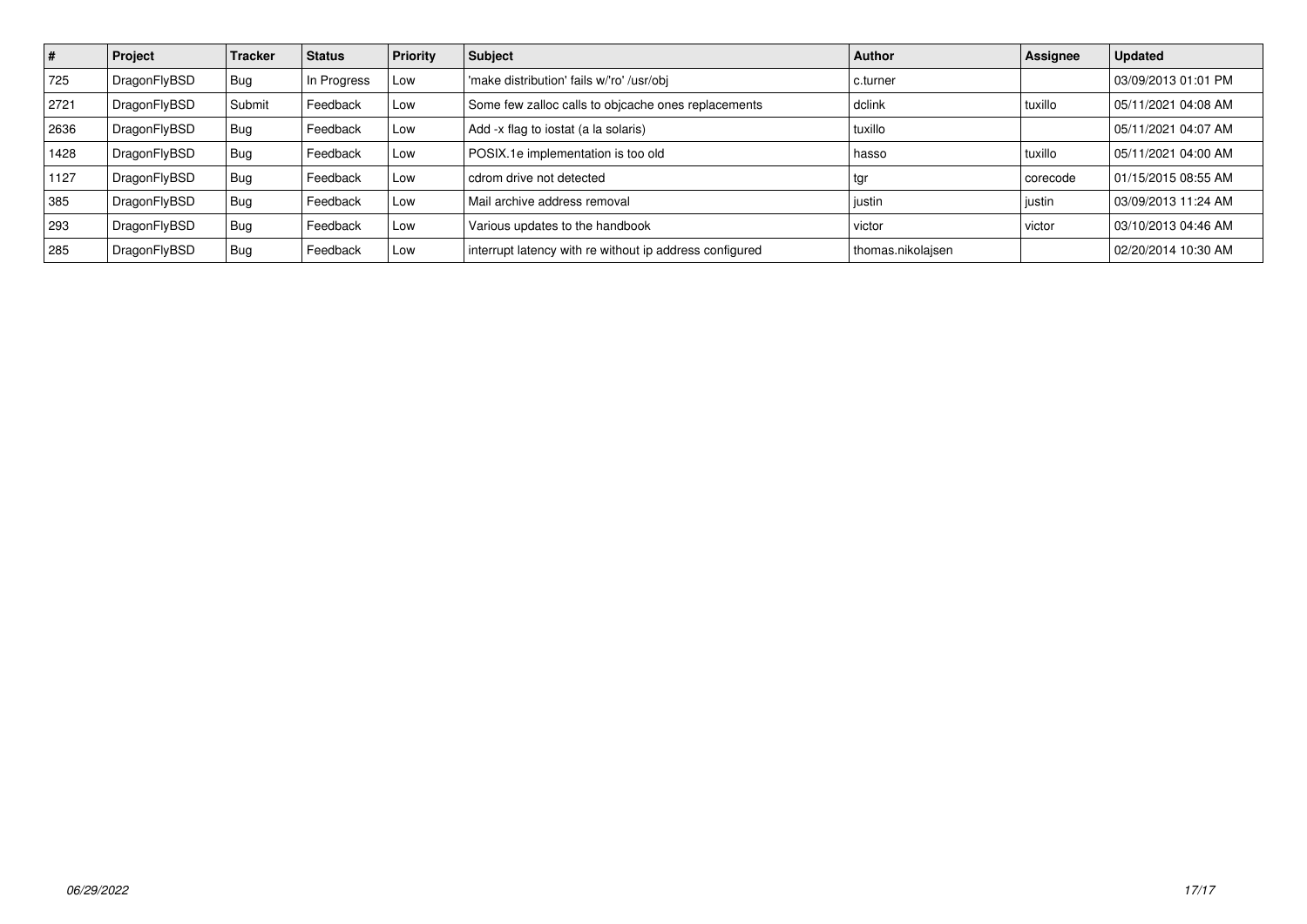| # | Project | Tracker | Status | Priority | Subject | Author | Assignee | Updated |
|---|---|---|---|---|---|---|---|---|
| 725 | DragonFlyBSD | Bug | In Progress | Low | 'make distribution' fails w/'ro' /usr/obj | c.turner | | 03/09/2013 01:01 PM |
| 2721 | DragonFlyBSD | Submit | Feedback | Low | Some few zalloc calls to objcache ones replacements | dclink | tuxillo | 05/11/2021 04:08 AM |
| 2636 | DragonFlyBSD | Bug | Feedback | Low | Add -x flag to iostat (a la solaris) | tuxillo | | 05/11/2021 04:07 AM |
| 1428 | DragonFlyBSD | Bug | Feedback | Low | POSIX.1e implementation is too old | hasso | tuxillo | 05/11/2021 04:00 AM |
| 1127 | DragonFlyBSD | Bug | Feedback | Low | cdrom drive not detected | tgr | corecode | 01/15/2015 08:55 AM |
| 385 | DragonFlyBSD | Bug | Feedback | Low | Mail archive address removal | justin | justin | 03/09/2013 11:24 AM |
| 293 | DragonFlyBSD | Bug | Feedback | Low | Various updates to the handbook | victor | victor | 03/10/2013 04:46 AM |
| 285 | DragonFlyBSD | Bug | Feedback | Low | interrupt latency with re without ip address configured | thomas.nikolajsen | | 02/20/2014 10:30 AM |